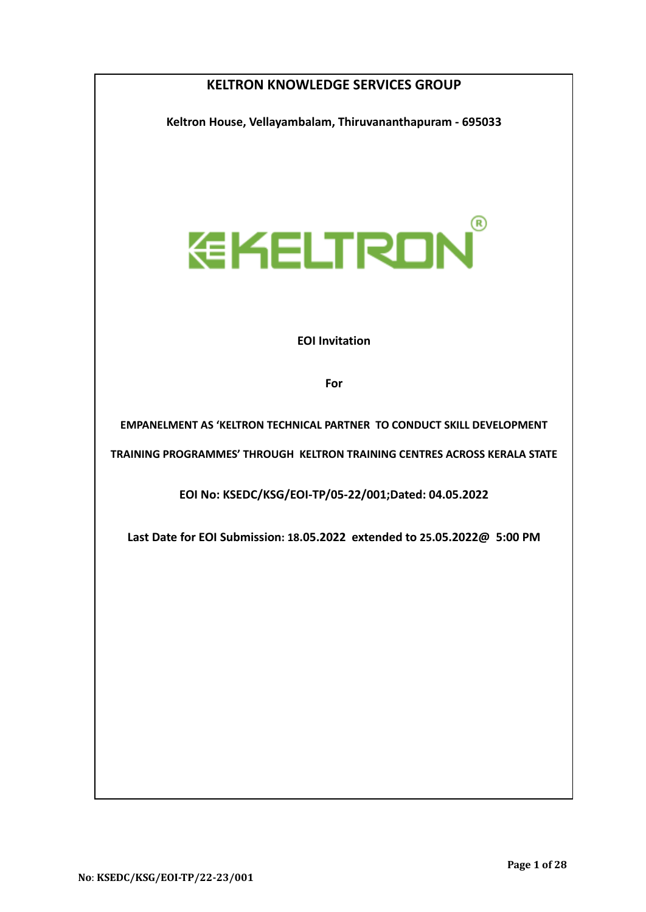# KELTRON KNOWLEDGE SERVICES GROUP

**Keltron House, Vellayambalam, Thiruvananthapuram - 695033**

**EOI Invitation**

**For**

**EMPANELMENT AS 'KELTRON TECHNICAL PARTNER TO CONDUCT SKILL DEVELOPMENT TRAINING PROGRAMMES' THROUGH KELTRON TRAINING CENTRES ACROSS KERALA STATE**

**EOI No: KSEDC/KSG/EOI-TP/05-22/001;Dated: 04.05.2022**

**Last Date for EOI Submission: 18.05.2022 extended to 25.05.2022@ 5:00 PM**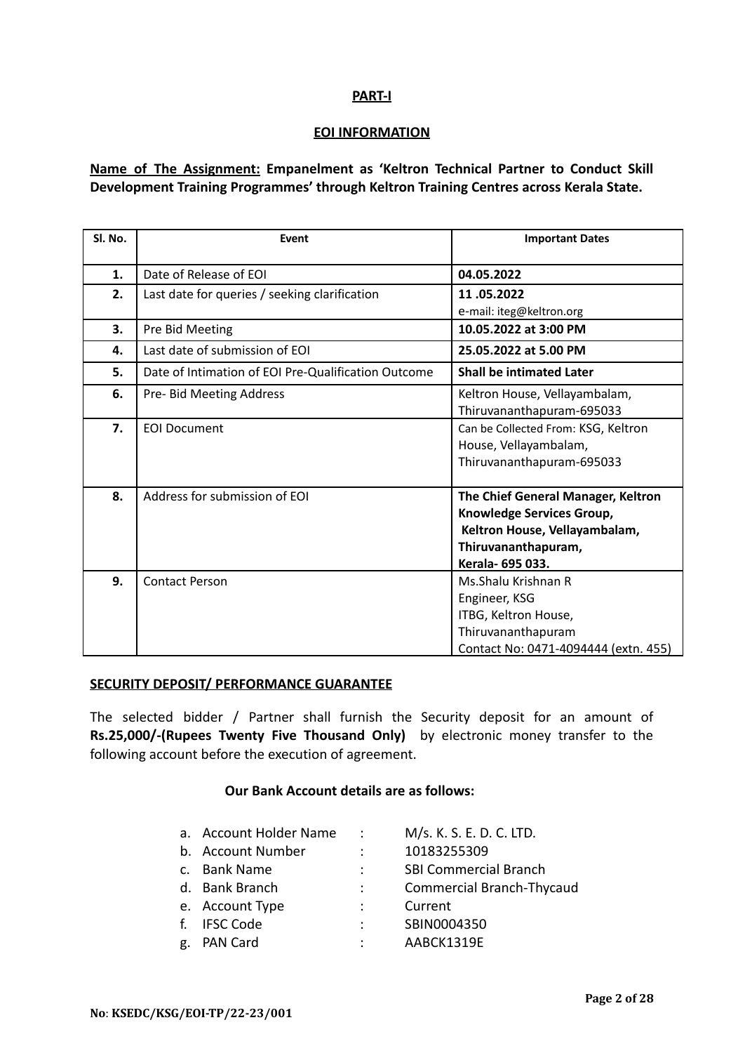**PART-I**

**EOI INFORMATION**

**Name of The Assignment:** **Empanelment as 'Keltron Technical Partner to Conduct Skill Development Training Programmes' through Keltron Training Centres across Kerala State.**

| Sl. No. | Event | Important Dates |
|---|---|---|
| **1.** | Date of Release of EOI | **04.05.2022** |
| **2.** | Last date for queries / seeking clarification | **11 .05.2022**<br>e-mail: iteg@keltron.org |
| **3.** | Pre Bid Meeting | **10.05.2022 at 3:00 PM** |
| **4.** | Last date of submission of EOI | **25.05.2022 at 5.00 PM** |
| **5.** | Date of Intimation of EOI Pre-Qualification Outcome | **Shall be intimated Later** |
| **6.** | Pre- Bid Meeting Address | Keltron House, Vellayambalam, Thiruvananthapuram-695033 |
| **7.** | EOI Document | Can be Collected From: KSG, Keltron House, Vellayambalam, Thiruvananthapuram-695033 |
| **8.** | Address for submission of EOI | **The Chief General Manager, Keltron Knowledge Services Group, Keltron House, Vellayambalam, Thiruvananthapuram, Kerala- 695 033.** |
| **9.** | Contact Person | Ms.Shalu Krishnan R<br>Engineer, KSG<br>ITBG, Keltron House,<br>Thiruvananthapuram<br>Contact No: 0471-4094444 (extn. 455) |

**SECURITY DEPOSIT/ PERFORMANCE GUARANTEE**

The selected bidder / Partner shall furnish the Security deposit for an amount of **Rs.25,000/-(Rupees Twenty Five Thousand Only)** by electronic money transfer to the following account before the execution of agreement.

**Our Bank Account details are as follows:**

a. Account Holder Name : M/s. K. S. E. D. C. LTD.
b. Account Number : 10183255309
c. Bank Name : SBI Commercial Branch
d. Bank Branch : Commercial Branch-Thycaud
e. Account Type : Current
f. IFSC Code : SBIN0004350
g. PAN Card : AABCK1319E

No: KSEDC/KSG/EOI-TP/22-23/001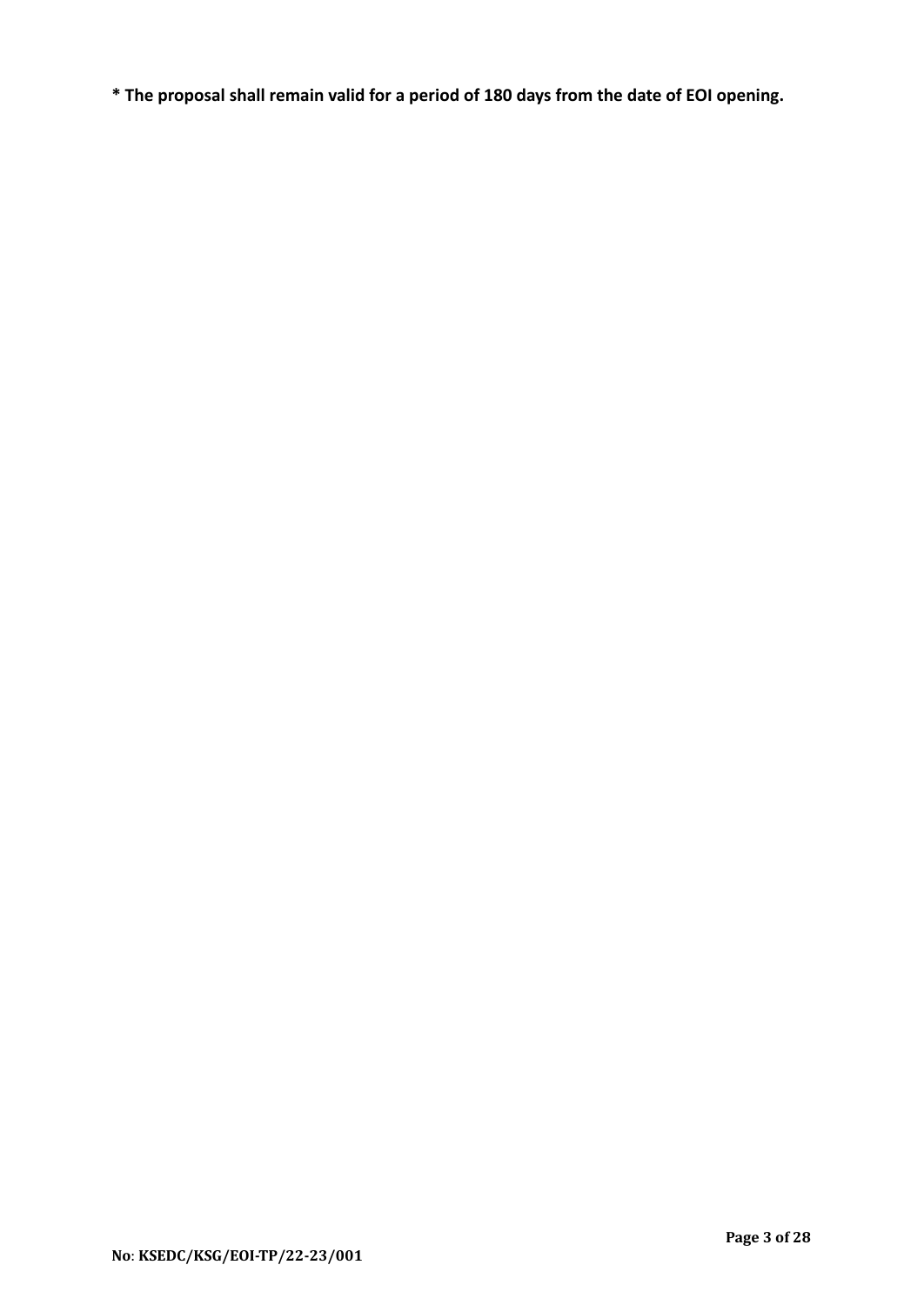**\* The proposal shall remain valid for a period of 180 days from the date of EOI opening.**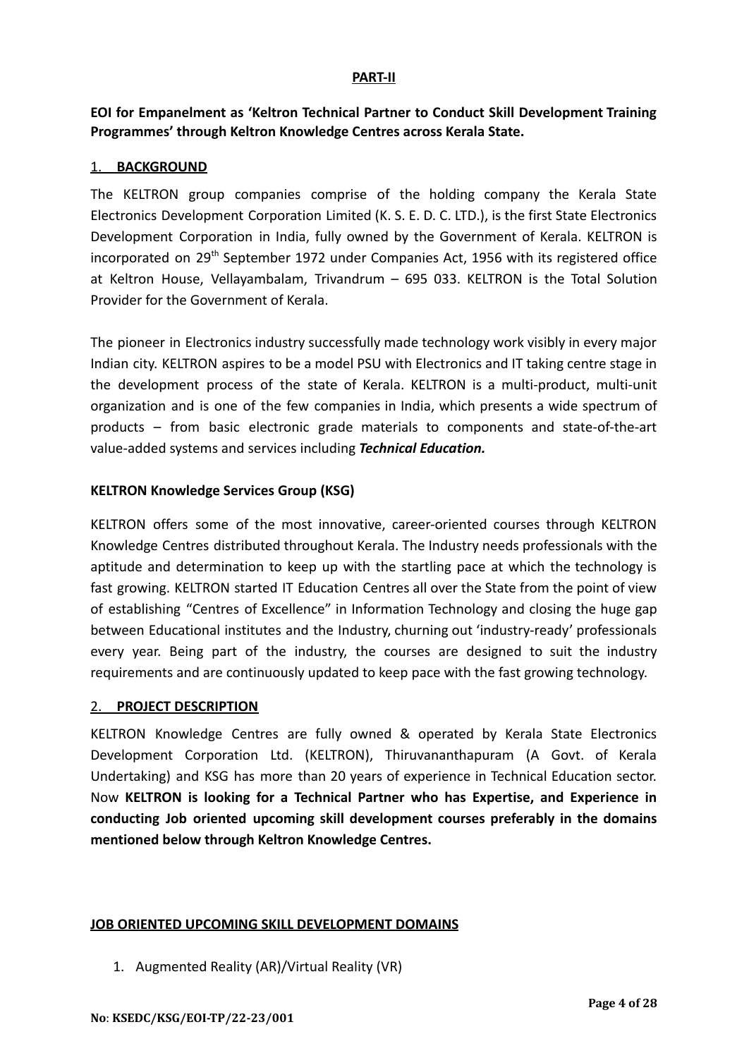**PART-II**

**EOI for Empanelment as 'Keltron Technical Partner to Conduct Skill Development Training Programmes' through Keltron Knowledge Centres across Kerala State.**

## 1. BACKGROUND

The KELTRON group companies comprise of the holding company the Kerala State Electronics Development Corporation Limited (K. S. E. D. C. LTD.), is the first State Electronics Development Corporation in India, fully owned by the Government of Kerala. KELTRON is incorporated on 29th September 1972 under Companies Act, 1956 with its registered office at Keltron House, Vellayambalam, Trivandrum – 695 033. KELTRON is the Total Solution Provider for the Government of Kerala.

The pioneer in Electronics industry successfully made technology work visibly in every major Indian city. KELTRON aspires to be a model PSU with Electronics and IT taking centre stage in the development process of the state of Kerala. KELTRON is a multi-product, multi-unit organization and is one of the few companies in India, which presents a wide spectrum of products – from basic electronic grade materials to components and state-of-the-art value-added systems and services including ***Technical Education.***

### KELTRON Knowledge Services Group (KSG)

KELTRON offers some of the most innovative, career-oriented courses through KELTRON Knowledge Centres distributed throughout Kerala. The Industry needs professionals with the aptitude and determination to keep up with the startling pace at which the technology is fast growing. KELTRON started IT Education Centres all over the State from the point of view of establishing "Centres of Excellence" in Information Technology and closing the huge gap between Educational institutes and the Industry, churning out 'industry-ready' professionals every year. Being part of the industry, the courses are designed to suit the industry requirements and are continuously updated to keep pace with the fast growing technology.

## 2. PROJECT DESCRIPTION

KELTRON Knowledge Centres are fully owned & operated by Kerala State Electronics Development Corporation Ltd. (KELTRON), Thiruvananthapuram (A Govt. of Kerala Undertaking) and KSG has more than 20 years of experience in Technical Education sector. Now **KELTRON is looking for a Technical Partner who has Expertise, and Experience in conducting Job oriented upcoming skill development courses preferably in the domains mentioned below through Keltron Knowledge Centres.**

### JOB ORIENTED UPCOMING SKILL DEVELOPMENT DOMAINS

1. Augmented Reality (AR)/Virtual Reality (VR)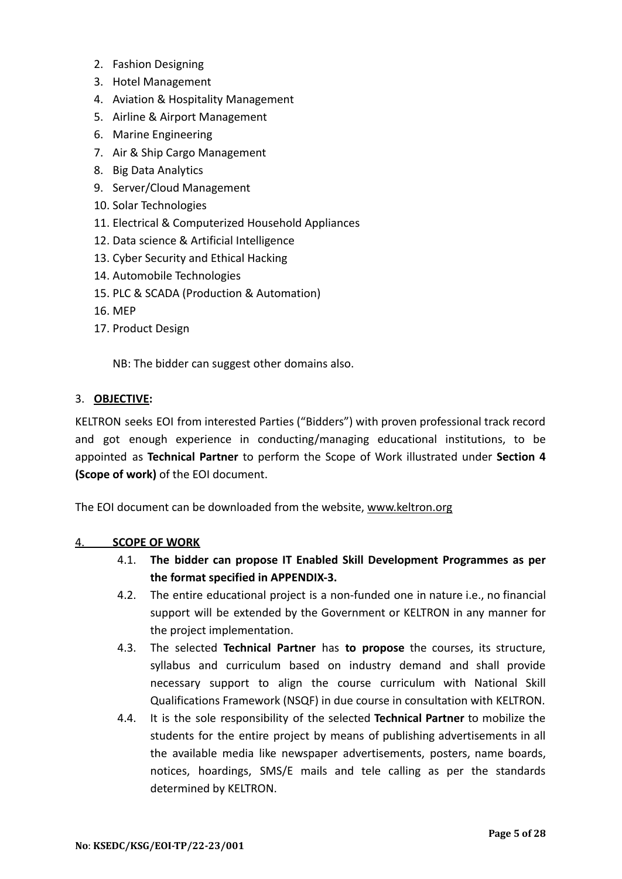2. Fashion Designing
3. Hotel Management
4. Aviation & Hospitality Management
5. Airline & Airport Management
6. Marine Engineering
7. Air & Ship Cargo Management
8. Big Data Analytics
9. Server/Cloud Management
10. Solar Technologies
11. Electrical & Computerized Household Appliances
12. Data science & Artificial Intelligence
13. Cyber Security and Ethical Hacking
14. Automobile Technologies
15. PLC & SCADA (Production & Automation)
16. MEP
17. Product Design

NB: The bidder can suggest other domains also.

## 3. OBJECTIVE:

KELTRON seeks EOI from interested Parties ("Bidders") with proven professional track record and got enough experience in conducting/managing educational institutions, to be appointed as **Technical Partner** to perform the Scope of Work illustrated under **Section 4 (Scope of work)** of the EOI document.

The EOI document can be downloaded from the website, www.keltron.org

## 4. SCOPE OF WORK

4.1. **The bidder can propose IT Enabled Skill Development Programmes as per the format specified in APPENDIX-3.**

4.2. The entire educational project is a non-funded one in nature i.e., no financial support will be extended by the Government or KELTRON in any manner for the project implementation.

4.3. The selected **Technical Partner** has **to propose** the courses, its structure, syllabus and curriculum based on industry demand and shall provide necessary support to align the course curriculum with National Skill Qualifications Framework (NSQF) in due course in consultation with KELTRON.

4.4. It is the sole responsibility of the selected **Technical Partner** to mobilize the students for the entire project by means of publishing advertisements in all the available media like newspaper advertisements, posters, name boards, notices, hoardings, SMS/E mails and tele calling as per the standards determined by KELTRON.

No: KSEDC/KSG/EOI-TP/22-23/001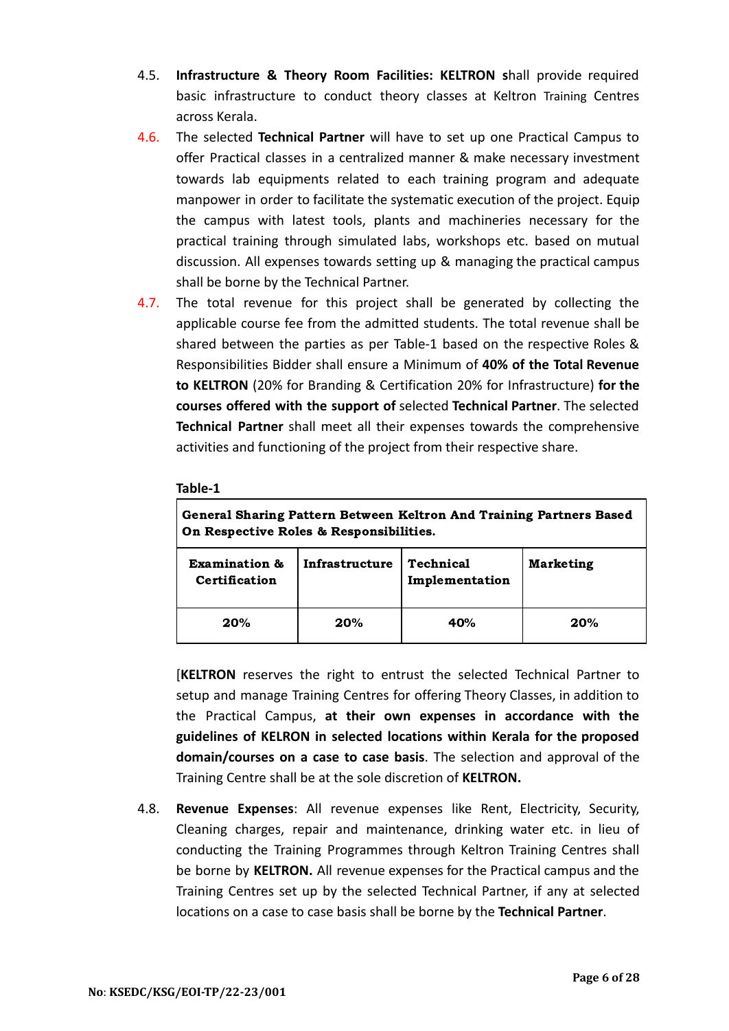4.5. **Infrastructure & Theory Room Facilities: KELTRON s**hall provide required basic infrastructure to conduct theory classes at Keltron Training Centres across Kerala.

4.6. The selected **Technical Partner** will have to set up one Practical Campus to offer Practical classes in a centralized manner & make necessary investment towards lab equipments related to each training program and adequate manpower in order to facilitate the systematic execution of the project. Equip the campus with latest tools, plants and machineries necessary for the practical training through simulated labs, workshops etc. based on mutual discussion. All expenses towards setting up & managing the practical campus shall be borne by the Technical Partner.

4.7. The total revenue for this project shall be generated by collecting the applicable course fee from the admitted students. The total revenue shall be shared between the parties as per Table-1 based on the respective Roles & Responsibilities Bidder shall ensure a Minimum of **40% of the Total Revenue to KELTRON** (20% for Branding & Certification 20% for Infrastructure) **for the courses offered with the support of** selected **Technical Partner**. The selected **Technical Partner** shall meet all their expenses towards the comprehensive activities and functioning of the project from their respective share.

**Table-1**

| **General Sharing Pattern Between Keltron And Training Partners Based On Respective Roles & Responsibilities.** | | | |
|---|---|---|---|
| **Examination & Certification** | **Infrastructure** | **Technical Implementation** | **Marketing** |
| **20%** | **20%** | **40%** | **20%** |

[**KELTRON** reserves the right to entrust the selected Technical Partner to setup and manage Training Centres for offering Theory Classes, in addition to the Practical Campus, **at their own expenses in accordance with the guidelines of KELRON in selected locations within Kerala for the proposed domain/courses on a case to case basis**. The selection and approval of the Training Centre shall be at the sole discretion of **KELTRON.**

4.8. **Revenue Expenses**: All revenue expenses like Rent, Electricity, Security, Cleaning charges, repair and maintenance, drinking water etc. in lieu of conducting the Training Programmes through Keltron Training Centres shall be borne by **KELTRON.** All revenue expenses for the Practical campus and the Training Centres set up by the selected Technical Partner, if any at selected locations on a case to case basis shall be borne by the **Technical Partner**.

No: KSEDC/KSG/EOI-TP/22-23/001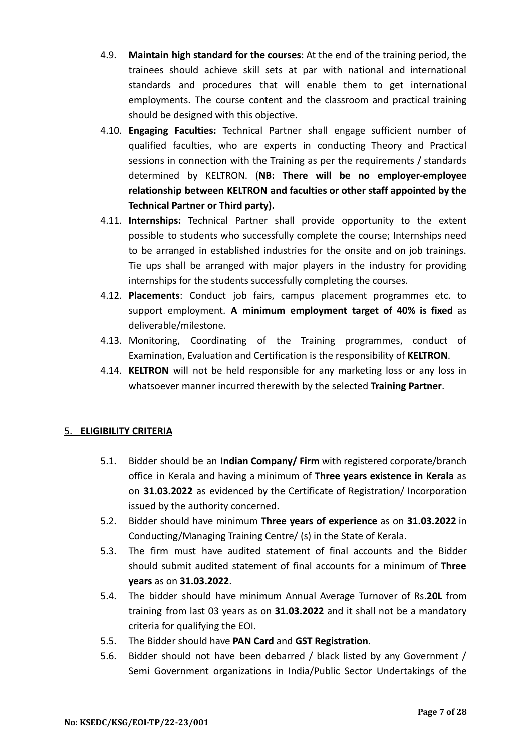4.9. **Maintain high standard for the courses**: At the end of the training period, the trainees should achieve skill sets at par with national and international standards and procedures that will enable them to get international employments. The course content and the classroom and practical training should be designed with this objective.

4.10. **Engaging Faculties:** Technical Partner shall engage sufficient number of qualified faculties, who are experts in conducting Theory and Practical sessions in connection with the Training as per the requirements / standards determined by KELTRON. (**NB: There will be no employer-employee relationship between KELTRON and faculties or other staff appointed by the Technical Partner or Third party).**

4.11. **Internships:** Technical Partner shall provide opportunity to the extent possible to students who successfully complete the course; Internships need to be arranged in established industries for the onsite and on job trainings. Tie ups shall be arranged with major players in the industry for providing internships for the students successfully completing the courses.

4.12. **Placements**: Conduct job fairs, campus placement programmes etc. to support employment. **A minimum employment target of 40% is fixed** as deliverable/milestone.

4.13. Monitoring, Coordinating of the Training programmes, conduct of Examination, Evaluation and Certification is the responsibility of **KELTRON**.

4.14. **KELTRON** will not be held responsible for any marketing loss or any loss in whatsoever manner incurred therewith by the selected **Training Partner**.

## 5. ELIGIBILITY CRITERIA

5.1. Bidder should be an **Indian Company/ Firm** with registered corporate/branch office in Kerala and having a minimum of **Three years existence in Kerala** as on **31.03.2022** as evidenced by the Certificate of Registration/ Incorporation issued by the authority concerned.

5.2. Bidder should have minimum **Three years of experience** as on **31.03.2022** in Conducting/Managing Training Centre/ (s) in the State of Kerala.

5.3. The firm must have audited statement of final accounts and the Bidder should submit audited statement of final accounts for a minimum of **Three years** as on **31.03.2022**.

5.4. The bidder should have minimum Annual Average Turnover of Rs.**20L** from training from last 03 years as on **31.03.2022** and it shall not be a mandatory criteria for qualifying the EOI.

5.5. The Bidder should have **PAN Card** and **GST Registration**.

5.6. Bidder should not have been debarred / black listed by any Government / Semi Government organizations in India/Public Sector Undertakings of the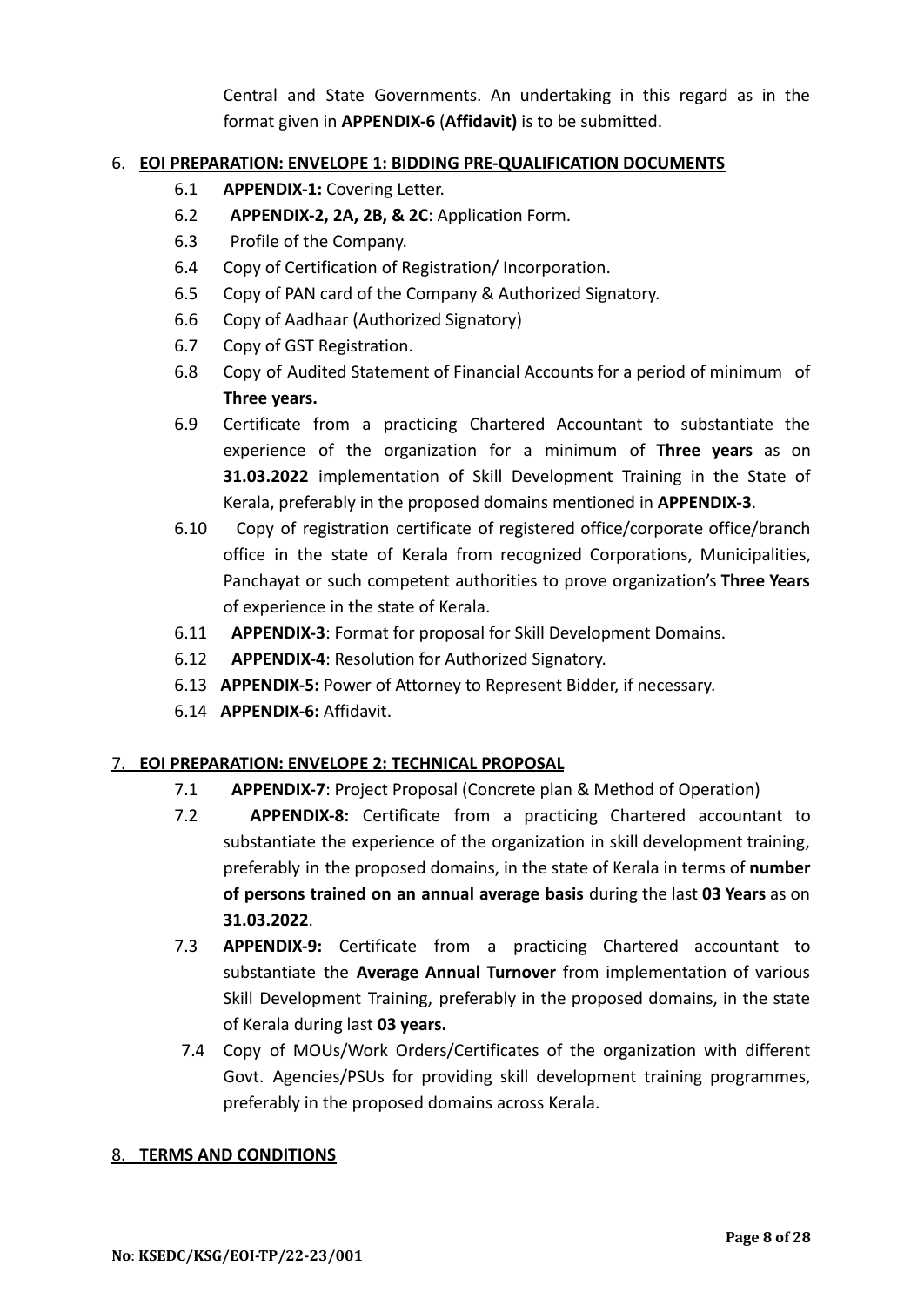Central and State Governments. An undertaking in this regard as in the format given in **APPENDIX-6** (**Affidavit)** is to be submitted.

## 6. EOI PREPARATION: ENVELOPE 1: BIDDING PRE-QUALIFICATION DOCUMENTS

6.1 **APPENDIX-1:** Covering Letter.

6.2 **APPENDIX-2, 2A, 2B, & 2C**: Application Form.

6.3 Profile of the Company.

6.4 Copy of Certification of Registration/ Incorporation.

6.5 Copy of PAN card of the Company & Authorized Signatory.

6.6 Copy of Aadhaar (Authorized Signatory)

6.7 Copy of GST Registration.

6.8 Copy of Audited Statement of Financial Accounts for a period of minimum of **Three years.**

6.9 Certificate from a practicing Chartered Accountant to substantiate the experience of the organization for a minimum of **Three years** as on **31.03.2022** implementation of Skill Development Training in the State of Kerala, preferably in the proposed domains mentioned in **APPENDIX-3**.

6.10 Copy of registration certificate of registered office/corporate office/branch office in the state of Kerala from recognized Corporations, Municipalities, Panchayat or such competent authorities to prove organization's **Three Years** of experience in the state of Kerala.

6.11 **APPENDIX-3**: Format for proposal for Skill Development Domains.

6.12 **APPENDIX-4**: Resolution for Authorized Signatory.

6.13 **APPENDIX-5:** Power of Attorney to Represent Bidder, if necessary.

6.14 **APPENDIX-6:** Affidavit.

## 7. EOI PREPARATION: ENVELOPE 2: TECHNICAL PROPOSAL

7.1 **APPENDIX-7**: Project Proposal (Concrete plan & Method of Operation)

7.2 **APPENDIX-8:** Certificate from a practicing Chartered accountant to substantiate the experience of the organization in skill development training, preferably in the proposed domains, in the state of Kerala in terms of **number of persons trained on an annual average basis** during the last **03 Years** as on **31.03.2022**.

7.3 **APPENDIX-9:** Certificate from a practicing Chartered accountant to substantiate the **Average Annual Turnover** from implementation of various Skill Development Training, preferably in the proposed domains, in the state of Kerala during last **03 years.**

7.4 Copy of MOUs/Work Orders/Certificates of the organization with different Govt. Agencies/PSUs for providing skill development training programmes, preferably in the proposed domains across Kerala.

## 8. TERMS AND CONDITIONS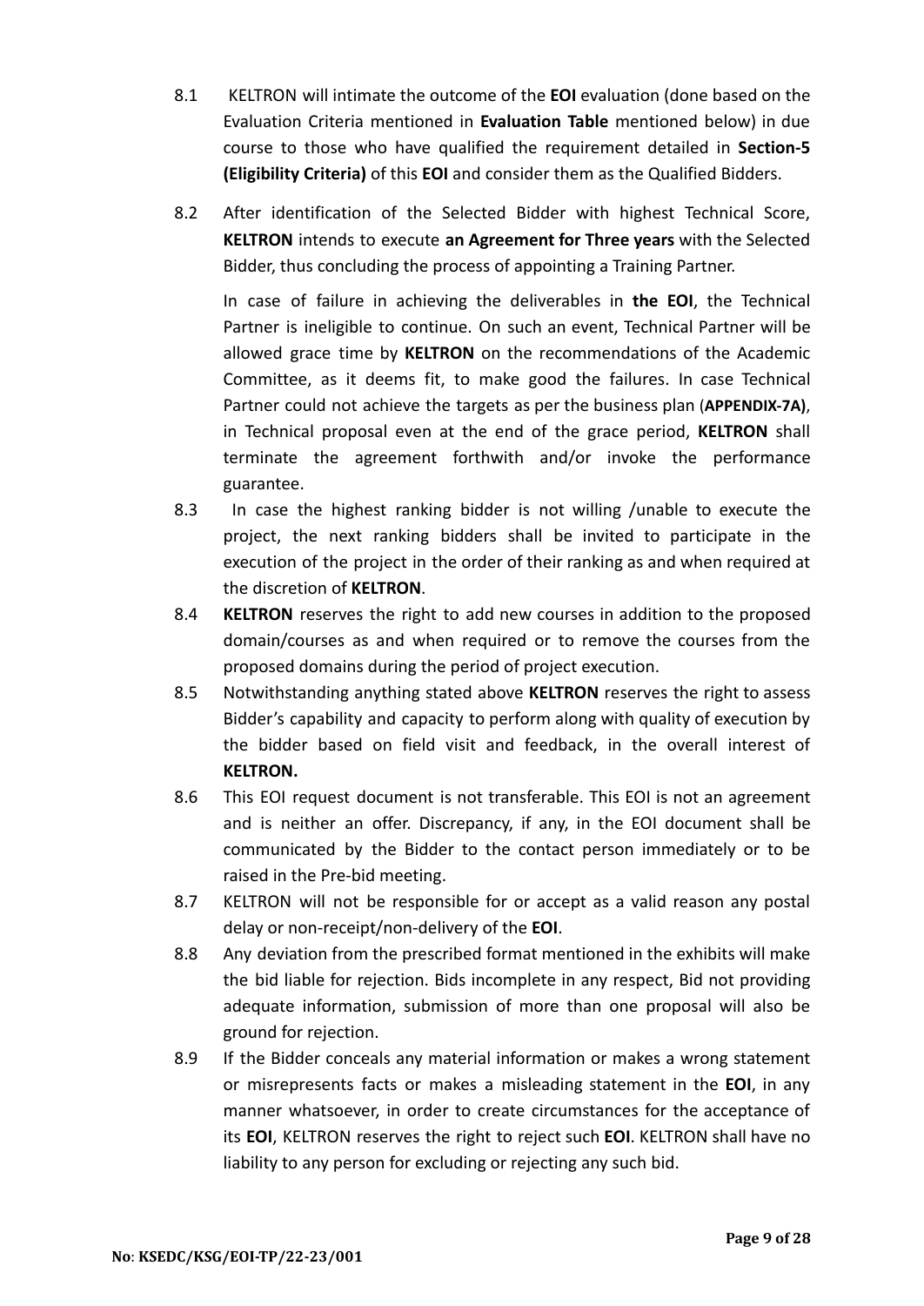8.1 KELTRON will intimate the outcome of the **EOI** evaluation (done based on the Evaluation Criteria mentioned in **Evaluation Table** mentioned below) in due course to those who have qualified the requirement detailed in **Section-5 (Eligibility Criteria)** of this **EOI** and consider them as the Qualified Bidders.

8.2 After identification of the Selected Bidder with highest Technical Score, **KELTRON** intends to execute **an Agreement for Three years** with the Selected Bidder, thus concluding the process of appointing a Training Partner.

In case of failure in achieving the deliverables in **the EOI**, the Technical Partner is ineligible to continue. On such an event, Technical Partner will be allowed grace time by **KELTRON** on the recommendations of the Academic Committee, as it deems fit, to make good the failures. In case Technical Partner could not achieve the targets as per the business plan (**APPENDIX-7A)**, in Technical proposal even at the end of the grace period, **KELTRON** shall terminate the agreement forthwith and/or invoke the performance guarantee.

8.3 In case the highest ranking bidder is not willing /unable to execute the project, the next ranking bidders shall be invited to participate in the execution of the project in the order of their ranking as and when required at the discretion of **KELTRON**.

8.4 **KELTRON** reserves the right to add new courses in addition to the proposed domain/courses as and when required or to remove the courses from the proposed domains during the period of project execution.

8.5 Notwithstanding anything stated above **KELTRON** reserves the right to assess Bidder's capability and capacity to perform along with quality of execution by the bidder based on field visit and feedback, in the overall interest of **KELTRON.**

8.6 This EOI request document is not transferable. This EOI is not an agreement and is neither an offer. Discrepancy, if any, in the EOI document shall be communicated by the Bidder to the contact person immediately or to be raised in the Pre-bid meeting.

8.7 KELTRON will not be responsible for or accept as a valid reason any postal delay or non-receipt/non-delivery of the **EOI**.

8.8 Any deviation from the prescribed format mentioned in the exhibits will make the bid liable for rejection. Bids incomplete in any respect, Bid not providing adequate information, submission of more than one proposal will also be ground for rejection.

8.9 If the Bidder conceals any material information or makes a wrong statement or misrepresents facts or makes a misleading statement in the **EOI**, in any manner whatsoever, in order to create circumstances for the acceptance of its **EOI**, KELTRON reserves the right to reject such **EOI**. KELTRON shall have no liability to any person for excluding or rejecting any such bid.

**No: KSEDC/KSG/EOI-TP/22-23/001**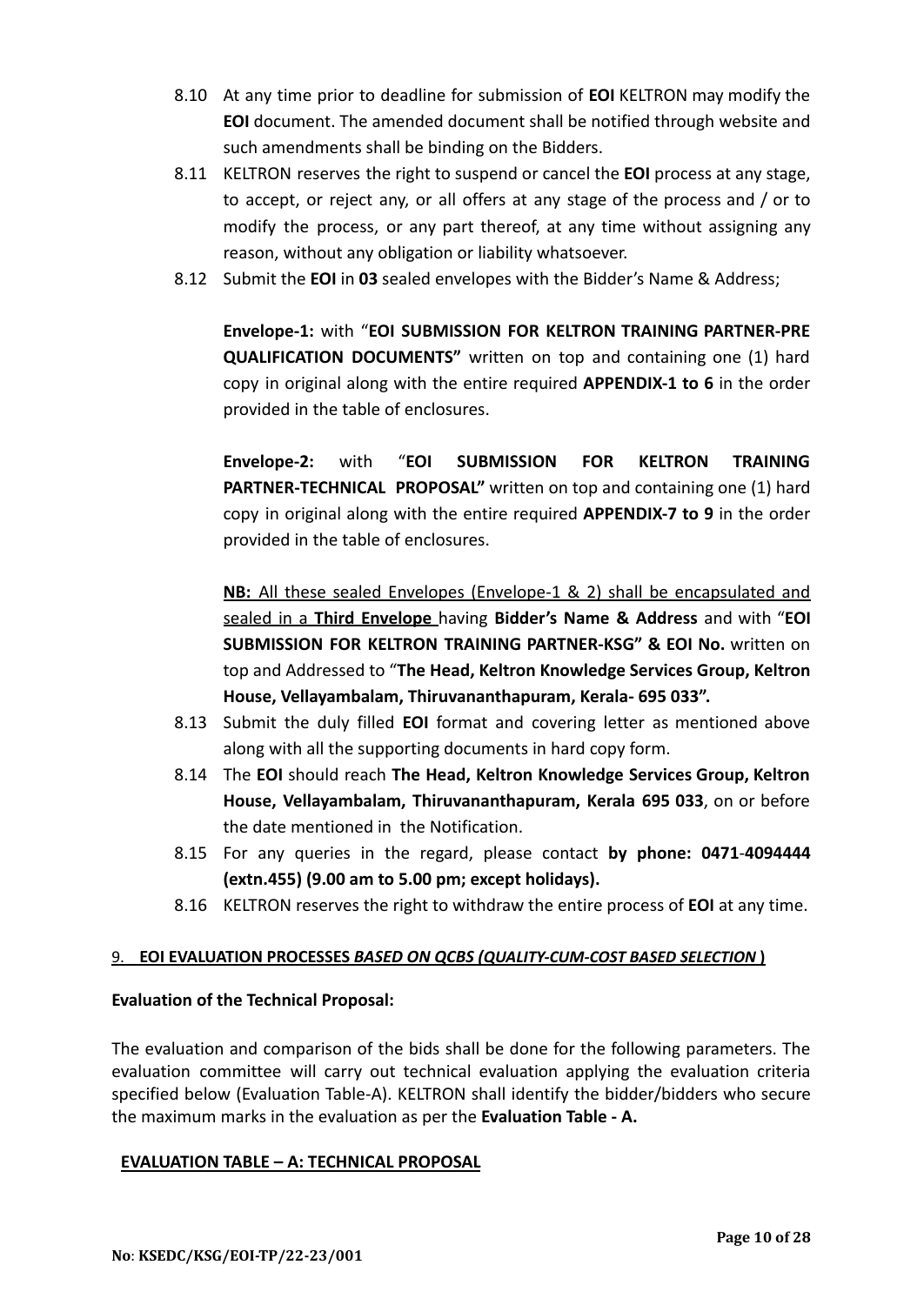8.10 At any time prior to deadline for submission of **EOI** KELTRON may modify the **EOI** document. The amended document shall be notified through website and such amendments shall be binding on the Bidders.

8.11 KELTRON reserves the right to suspend or cancel the **EOI** process at any stage, to accept, or reject any, or all offers at any stage of the process and / or to modify the process, or any part thereof, at any time without assigning any reason, without any obligation or liability whatsoever.

8.12 Submit the **EOI** in **03** sealed envelopes with the Bidder's Name & Address;

**Envelope-1:** with "**EOI SUBMISSION FOR KELTRON TRAINING PARTNER-PRE QUALIFICATION DOCUMENTS"** written on top and containing one (1) hard copy in original along with the entire required **APPENDIX-1 to 6** in the order provided in the table of enclosures.

**Envelope-2:** with "**EOI SUBMISSION FOR KELTRON TRAINING PARTNER-TECHNICAL PROPOSAL"** written on top and containing one (1) hard copy in original along with the entire required **APPENDIX-7 to 9** in the order provided in the table of enclosures.

**NB:** All these sealed Envelopes (Envelope-1 & 2) shall be encapsulated and sealed in a **Third Envelope** having **Bidder's Name & Address** and with "**EOI SUBMISSION FOR KELTRON TRAINING PARTNER-KSG" & EOI No.** written on top and Addressed to "**The Head, Keltron Knowledge Services Group, Keltron House, Vellayambalam, Thiruvananthapuram, Kerala- 695 033".**

8.13 Submit the duly filled **EOI** format and covering letter as mentioned above along with all the supporting documents in hard copy form.

8.14 The **EOI** should reach **The Head, Keltron Knowledge Services Group, Keltron House, Vellayambalam, Thiruvananthapuram, Kerala 695 033**, on or before the date mentioned in the Notification.

8.15 For any queries in the regard, please contact **by phone: 0471-4094444 (extn.455) (9.00 am to 5.00 pm; except holidays).**

8.16 KELTRON reserves the right to withdraw the entire process of **EOI** at any time.

## 9. EOI EVALUATION PROCESSES *BASED ON QCBS (QUALITY-CUM-COST BASED SELECTION* )

**Evaluation of the Technical Proposal:**

The evaluation and comparison of the bids shall be done for the following parameters. The evaluation committee will carry out technical evaluation applying the evaluation criteria specified below (Evaluation Table-A). KELTRON shall identify the bidder/bidders who secure the maximum marks in the evaluation as per the **Evaluation Table - A.**

**EVALUATION TABLE – A: TECHNICAL PROPOSAL**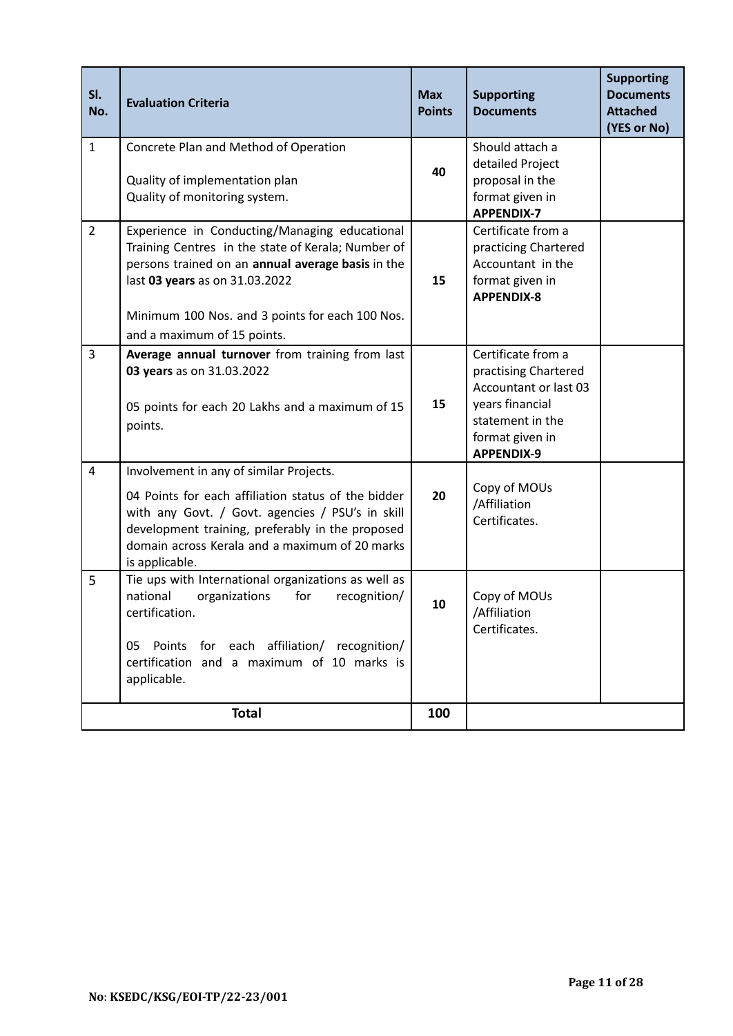| Sl. No. | Evaluation Criteria | Max Points | Supporting Documents | Supporting Documents Attached (YES or No) |
|---|---|---|---|---|
| 1 | Concrete Plan and Method of Operation<br><br>Quality of implementation plan<br>Quality of monitoring system. | **40** | Should attach a detailed Project proposal in the format given in **APPENDIX-7** | |
| 2 | Experience in Conducting/Managing educational Training Centres in the state of Kerala; Number of persons trained on an **annual average basis** in the last **03 years** as on 31.03.2022<br><br>Minimum 100 Nos. and 3 points for each 100 Nos. and a maximum of 15 points. | **15** | Certificate from a practicing Chartered Accountant in the format given in **APPENDIX-8** | |
| 3 | **Average annual turnover** from training from last **03 years** as on 31.03.2022<br><br>05 points for each 20 Lakhs and a maximum of 15 points. | **15** | Certificate from a practising Chartered Accountant or last 03 years financial statement in the format given in **APPENDIX-9** | |
| 4 | Involvement in any of similar Projects.<br><br>04 Points for each affiliation status of the bidder with any Govt. / Govt. agencies / PSU's in skill development training, preferably in the proposed domain across Kerala and a maximum of 20 marks is applicable. | **20** | Copy of MOUs /Affiliation Certificates. | |
| 5 | Tie ups with International organizations as well as national organizations for recognition/ certification.<br><br>05 Points for each affiliation/ recognition/ certification and a maximum of 10 marks is applicable. | **10** | Copy of MOUs /Affiliation Certificates. | |
| | **Total** | **100** | | |

No: **KSEDC/KSG/EOI-TP/22-23/001**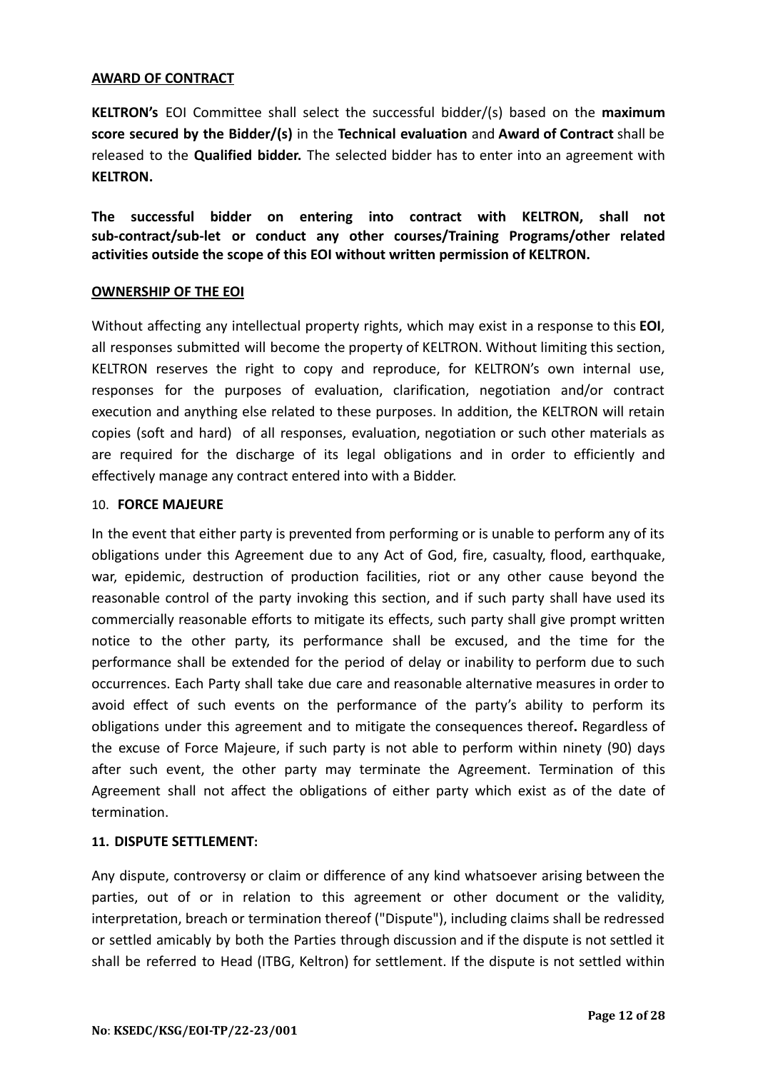## AWARD OF CONTRACT

**KELTRON's** EOI Committee shall select the successful bidder/(s) based on the **maximum score secured by the Bidder/(s)** in the **Technical evaluation** and **Award of Contract** shall be released to the **Qualified bidder.** The selected bidder has to enter into an agreement with **KELTRON.**

**The successful bidder on entering into contract with KELTRON, shall not sub-contract/sub-let or conduct any other courses/Training Programs/other related activities outside the scope of this EOI without written permission of KELTRON.**

## OWNERSHIP OF THE EOI

Without affecting any intellectual property rights, which may exist in a response to this **EOI**, all responses submitted will become the property of KELTRON. Without limiting this section, KELTRON reserves the right to copy and reproduce, for KELTRON's own internal use, responses for the purposes of evaluation, clarification, negotiation and/or contract execution and anything else related to these purposes. In addition, the KELTRON will retain copies (soft and hard) of all responses, evaluation, negotiation or such other materials as are required for the discharge of its legal obligations and in order to efficiently and effectively manage any contract entered into with a Bidder.

## 10. FORCE MAJEURE

In the event that either party is prevented from performing or is unable to perform any of its obligations under this Agreement due to any Act of God, fire, casualty, flood, earthquake, war, epidemic, destruction of production facilities, riot or any other cause beyond the reasonable control of the party invoking this section, and if such party shall have used its commercially reasonable efforts to mitigate its effects, such party shall give prompt written notice to the other party, its performance shall be excused, and the time for the performance shall be extended for the period of delay or inability to perform due to such occurrences. Each Party shall take due care and reasonable alternative measures in order to avoid effect of such events on the performance of the party's ability to perform its obligations under this agreement and to mitigate the consequences thereof**.** Regardless of the excuse of Force Majeure, if such party is not able to perform within ninety (90) days after such event, the other party may terminate the Agreement. Termination of this Agreement shall not affect the obligations of either party which exist as of the date of termination.

## 11. DISPUTE SETTLEMENT:

Any dispute, controversy or claim or difference of any kind whatsoever arising between the parties, out of or in relation to this agreement or other document or the validity, interpretation, breach or termination thereof ("Dispute"), including claims shall be redressed or settled amicably by both the Parties through discussion and if the dispute is not settled it shall be referred to Head (ITBG, Keltron) for settlement. If the dispute is not settled within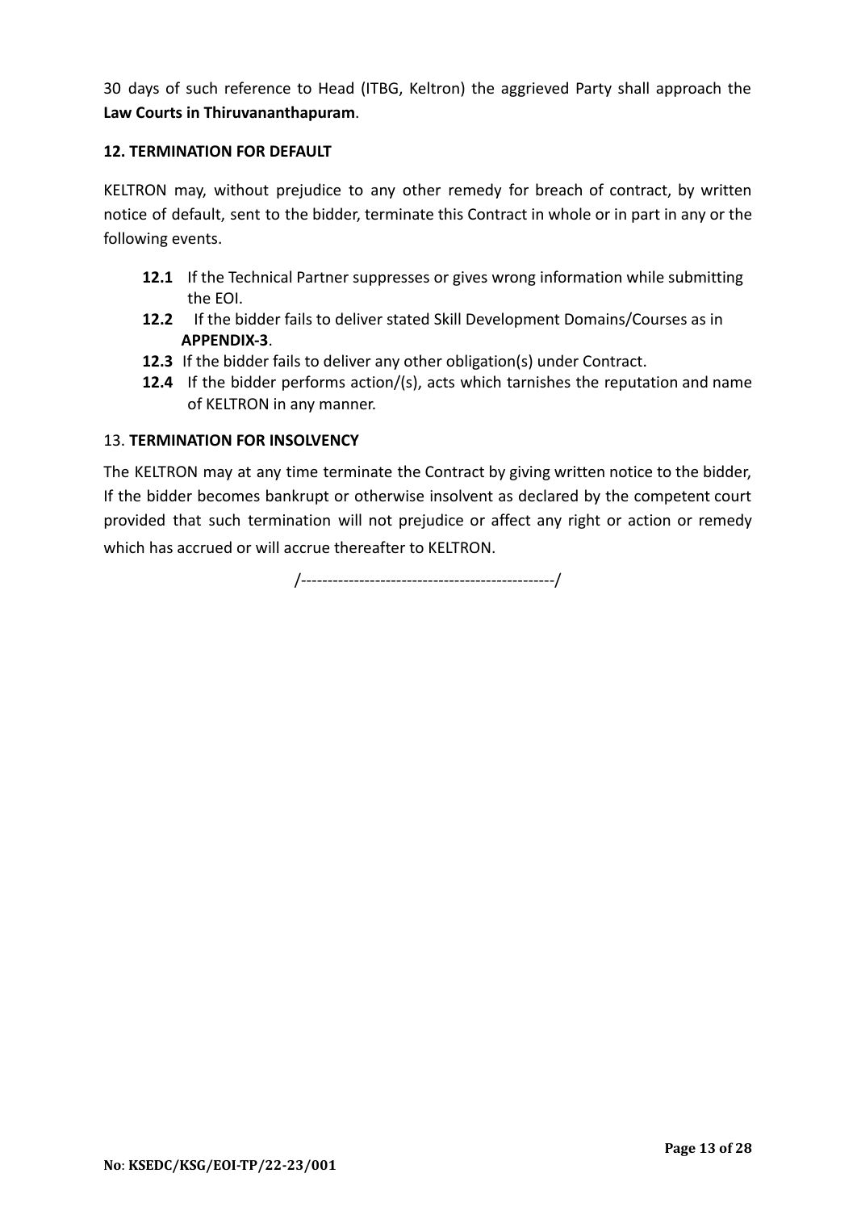30 days of such reference to Head (ITBG, Keltron) the aggrieved Party shall approach the **Law Courts in Thiruvananthapuram**.

**12. TERMINATION FOR DEFAULT**

KELTRON may, without prejudice to any other remedy for breach of contract, by written notice of default, sent to the bidder, terminate this Contract in whole or in part in any or the following events.

- **12.1** If the Technical Partner suppresses or gives wrong information while submitting the EOI.
- **12.2** If the bidder fails to deliver stated Skill Development Domains/Courses as in **APPENDIX-3**.
- **12.3** If the bidder fails to deliver any other obligation(s) under Contract.
- **12.4** If the bidder performs action/(s), acts which tarnishes the reputation and name of KELTRON in any manner.

13. **TERMINATION FOR INSOLVENCY**

The KELTRON may at any time terminate the Contract by giving written notice to the bidder, If the bidder becomes bankrupt or otherwise insolvent as declared by the competent court provided that such termination will not prejudice or affect any right or action or remedy which has accrued or will accrue thereafter to KELTRON.

/-----------------------------------------------/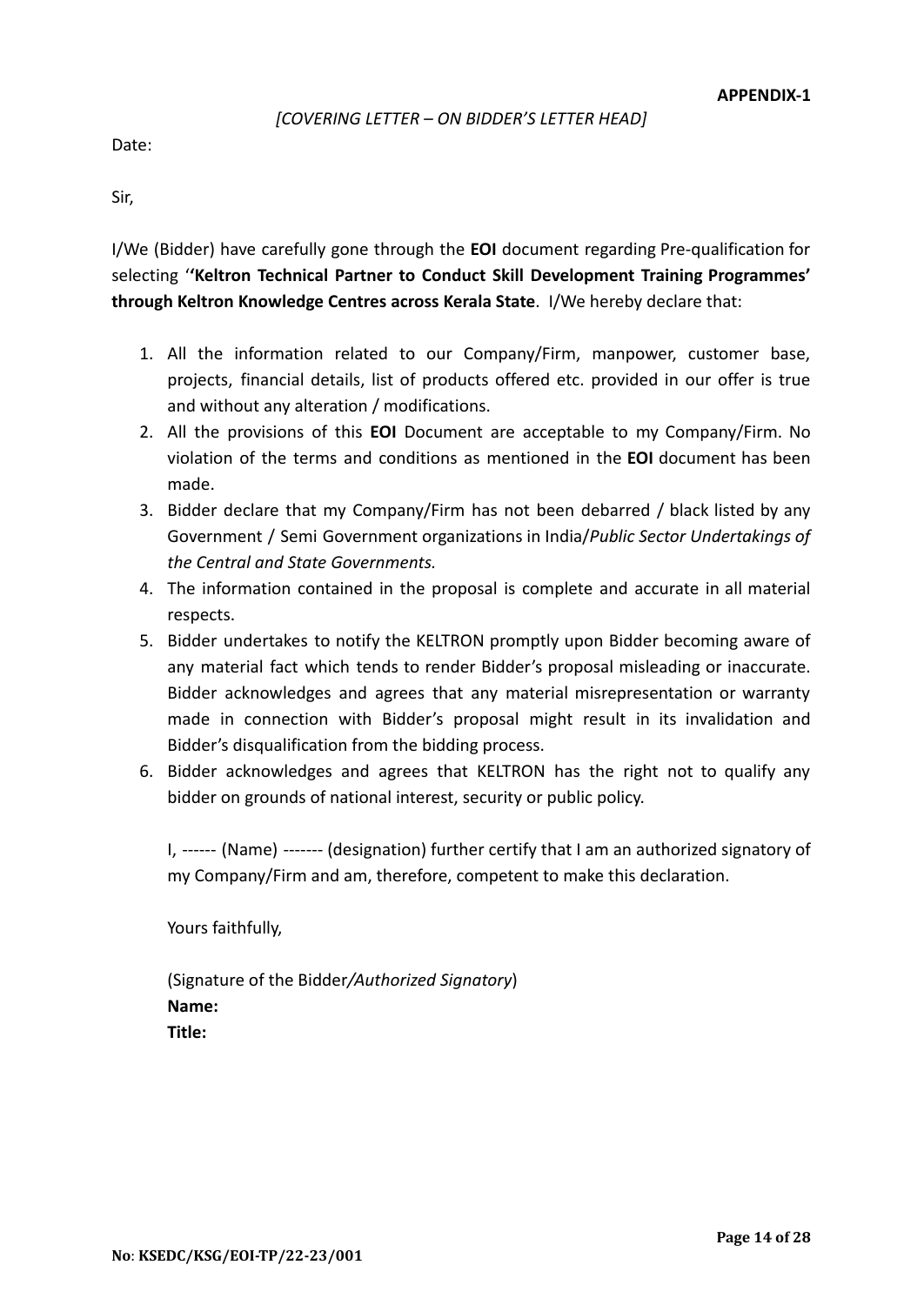**APPENDIX-1**

*[COVERING LETTER – ON BIDDER'S LETTER HEAD]*

Date:

Sir,

I/We (Bidder) have carefully gone through the **EOI** document regarding Pre-qualification for selecting '**'Keltron Technical Partner to Conduct Skill Development Training Programmes' through Keltron Knowledge Centres across Kerala State**. I/We hereby declare that:

1. All the information related to our Company/Firm, manpower, customer base, projects, financial details, list of products offered etc. provided in our offer is true and without any alteration / modifications.
2. All the provisions of this **EOI** Document are acceptable to my Company/Firm. No violation of the terms and conditions as mentioned in the **EOI** document has been made.
3. Bidder declare that my Company/Firm has not been debarred / black listed by any Government / Semi Government organizations in India/*Public Sector Undertakings of the Central and State Governments.*
4. The information contained in the proposal is complete and accurate in all material respects.
5. Bidder undertakes to notify the KELTRON promptly upon Bidder becoming aware of any material fact which tends to render Bidder's proposal misleading or inaccurate. Bidder acknowledges and agrees that any material misrepresentation or warranty made in connection with Bidder's proposal might result in its invalidation and Bidder's disqualification from the bidding process.
6. Bidder acknowledges and agrees that KELTRON has the right not to qualify any bidder on grounds of national interest, security or public policy.

   I, ------ (Name) ------- (designation) further certify that I am an authorized signatory of my Company/Firm and am, therefore, competent to make this declaration.

   Yours faithfully,

   (Signature of the Bidder*/Authorized Signatory*)
   **Name:**
   **Title:**

**No: KSEDC/KSG/EOI-TP/22-23/001**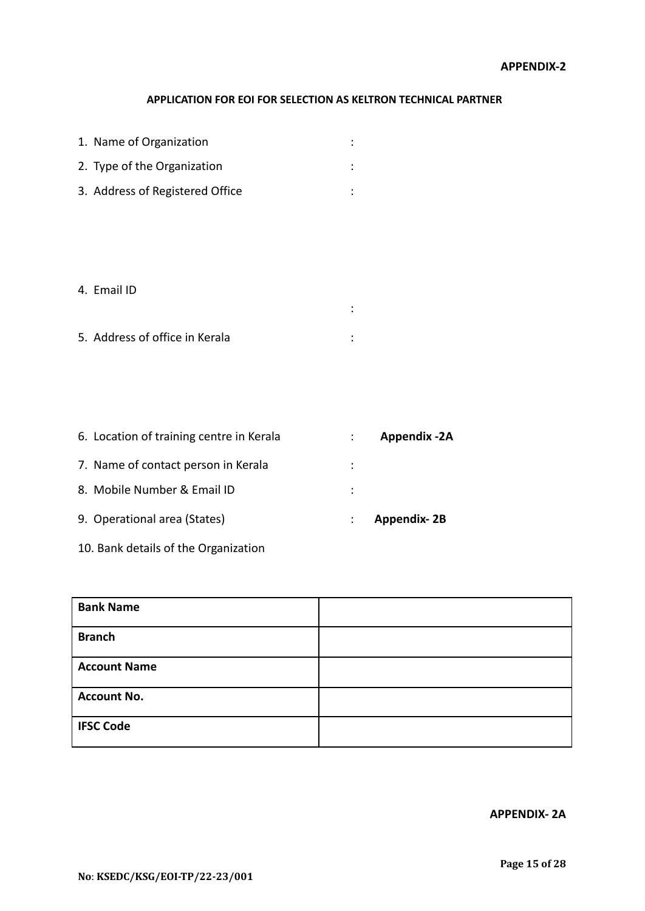**APPENDIX-2**

**APPLICATION FOR EOI FOR SELECTION AS KELTRON TECHNICAL PARTNER**

1. Name of Organization :
2. Type of the Organization :
3. Address of Registered Office :

4. Email ID :

5. Address of office in Kerala :

6. Location of training centre in Kerala : **Appendix -2A**
7. Name of contact person in Kerala :
8. Mobile Number & Email ID :
9. Operational area (States) : **Appendix- 2B**
10. Bank details of the Organization

| **Bank Name** | |
|---|---|
| **Branch** | |
| **Account Name** | |
| **Account No.** | |
| **IFSC Code** | |

**APPENDIX- 2A**

**No: KSEDC/KSG/EOI-TP/22-23/001**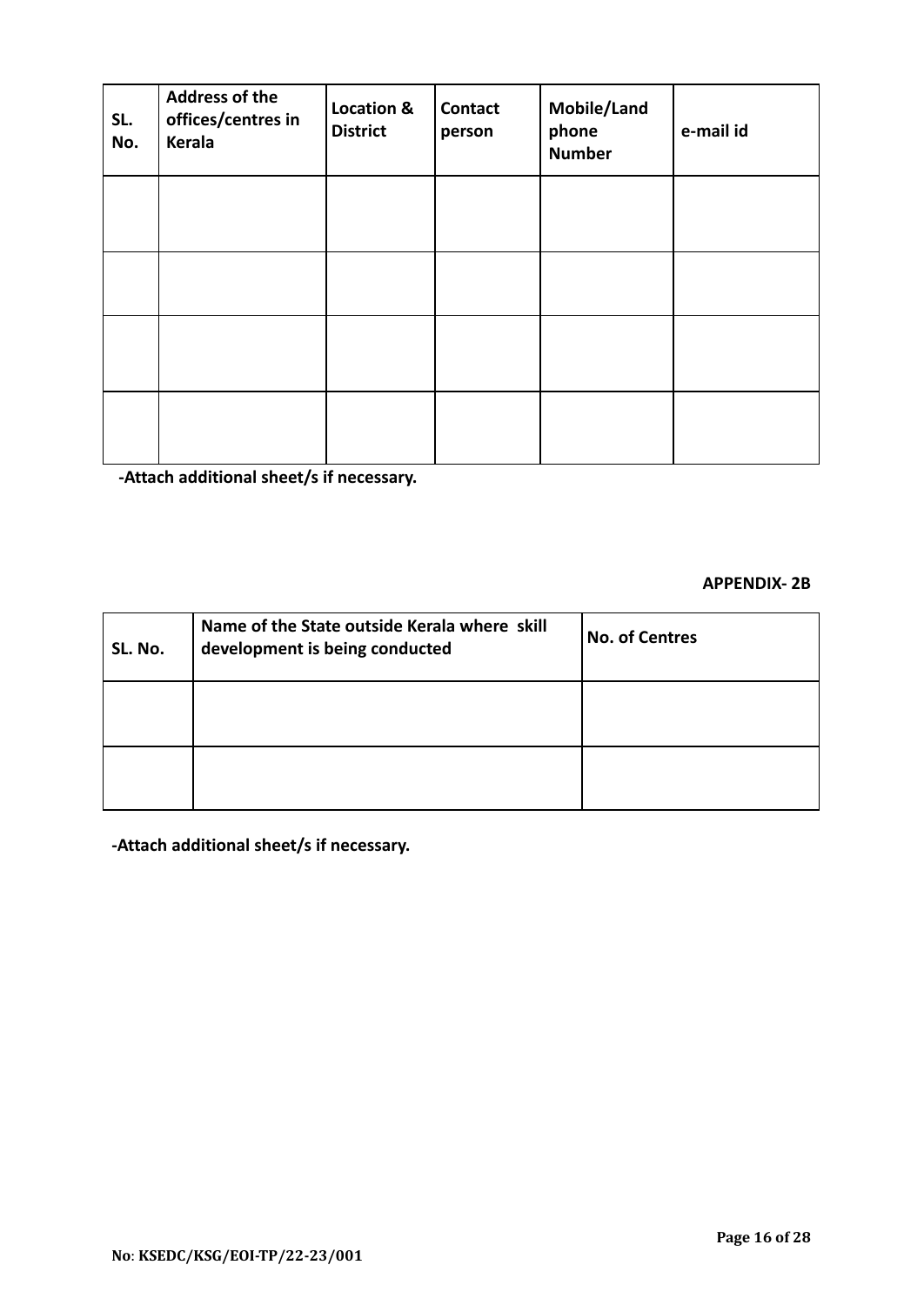| SL. No. | Address of the offices/centres in Kerala | Location & District | Contact person | Mobile/Land phone Number | e-mail id |
|---|---|---|---|---|---|
| | | | | | |
| | | | | | |
| | | | | | |
| | | | | | |

**-Attach additional sheet/s if necessary.**

**APPENDIX- 2B**

| SL. No. | Name of the State outside Kerala where skill development is being conducted | No. of Centres |
|---|---|---|
| | | |
| | | |

**-Attach additional sheet/s if necessary.**

**No: KSEDC/KSG/EOI-TP/22-23/001**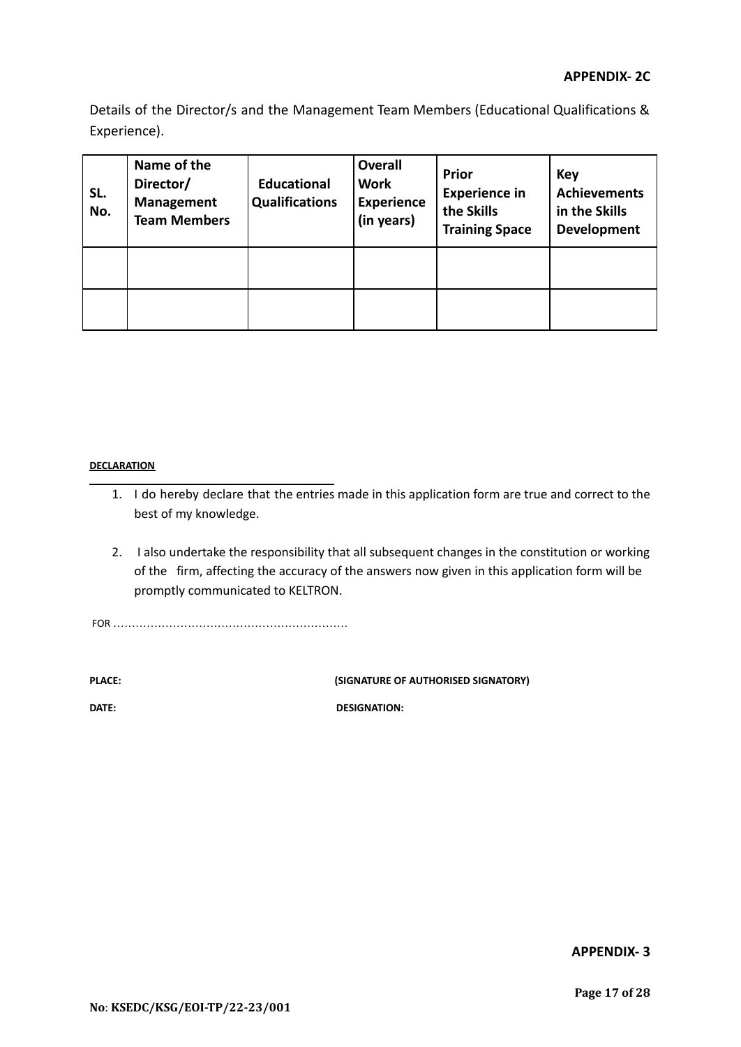**APPENDIX- 2C**

Details of the Director/s and the Management Team Members (Educational Qualifications & Experience).

| SL. No. | Name of the Director/ Management Team Members | Educational Qualifications | Overall Work Experience (in years) | Prior Experience in the Skills Training Space | Key Achievements in the Skills Development |
|---|---|---|---|---|---|
| | | | | | |
| | | | | | |

**DECLARATION**

1. I do hereby declare that the entries made in this application form are true and correct to the best of my knowledge.

2. I also undertake the responsibility that all subsequent changes in the constitution or working of the firm, affecting the accuracy of the answers now given in this application form will be promptly communicated to KELTRON.

FOR ..............................................................

**PLACE:** **(SIGNATURE OF AUTHORISED SIGNATORY)**

**DATE:** **DESIGNATION:**

**APPENDIX- 3**

**No: KSEDC/KSG/EOI-TP/22-23/001**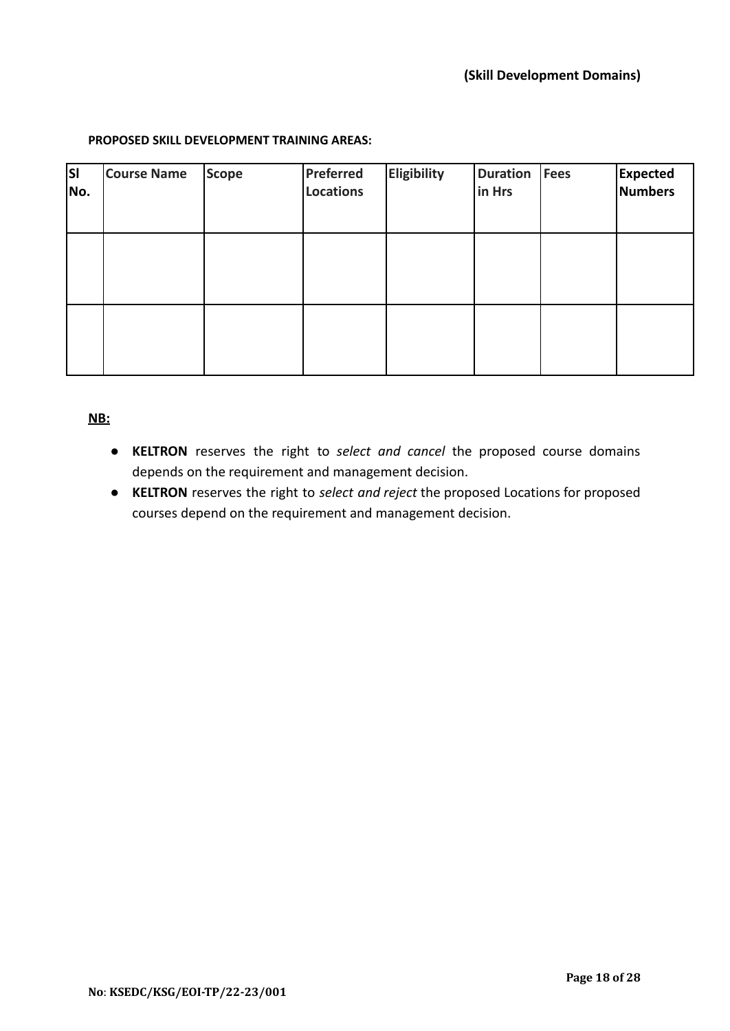**(Skill Development Domains)**

**PROPOSED SKILL DEVELOPMENT TRAINING AREAS:**

| Sl No. | Course Name | Scope | Preferred Locations | Eligibility | Duration in Hrs | Fees | Expected Numbers |
|---|---|---|---|---|---|---|---|
| | | | | | | | |
| | | | | | | | |

**NB:**

- **KELTRON** reserves the right to *select and cancel* the proposed course domains depends on the requirement and management decision.
- **KELTRON** reserves the right to *select and reject* the proposed Locations for proposed courses depend on the requirement and management decision.

**No: KSEDC/KSG/EOI-TP/22-23/001**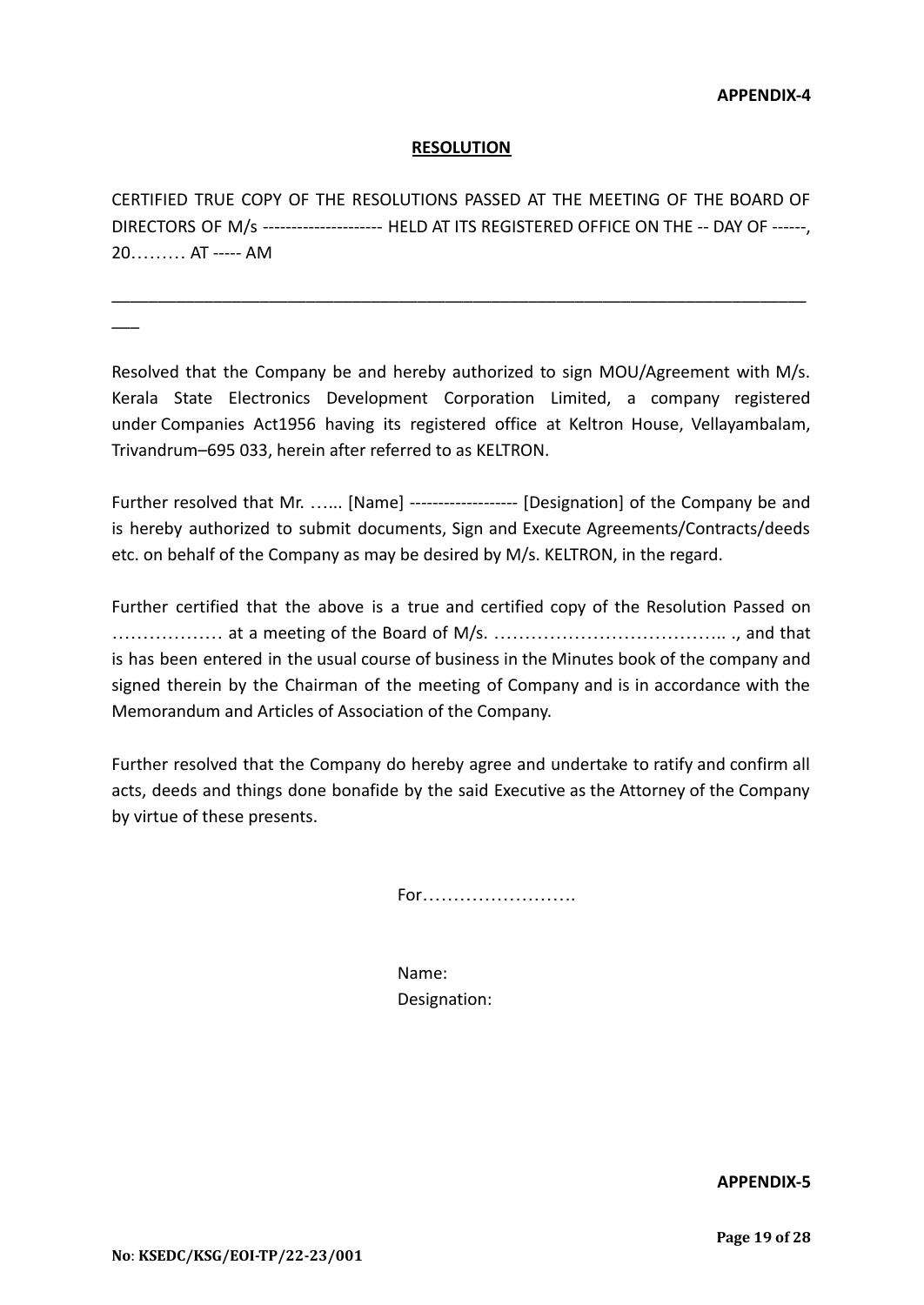**APPENDIX-4**

## RESOLUTION

CERTIFIED TRUE COPY OF THE RESOLUTIONS PASSED AT THE MEETING OF THE BOARD OF DIRECTORS OF M/s --------------------- HELD AT ITS REGISTERED OFFICE ON THE -- DAY OF ------, 20……… AT ----- AM

---

Resolved that the Company be and hereby authorized to sign MOU/Agreement with M/s. Kerala State Electronics Development Corporation Limited, a company registered under Companies Act1956 having its registered office at Keltron House, Vellayambalam, Trivandrum–695 033, herein after referred to as KELTRON.

Further resolved that Mr. …... [Name] ------------------- [Designation] of the Company be and is hereby authorized to submit documents, Sign and Execute Agreements/Contracts/deeds etc. on behalf of the Company as may be desired by M/s. KELTRON, in the regard.

Further certified that the above is a true and certified copy of the Resolution Passed on ……………… at a meeting of the Board of M/s. ……………………………….. ., and that is has been entered in the usual course of business in the Minutes book of the company and signed therein by the Chairman of the meeting of Company and is in accordance with the Memorandum and Articles of Association of the Company.

Further resolved that the Company do hereby agree and undertake to ratify and confirm all acts, deeds and things done bonafide by the said Executive as the Attorney of the Company by virtue of these presents.

For…………………….

Name:
Designation:

**APPENDIX-5**

No: KSEDC/KSG/EOI-TP/22-23/001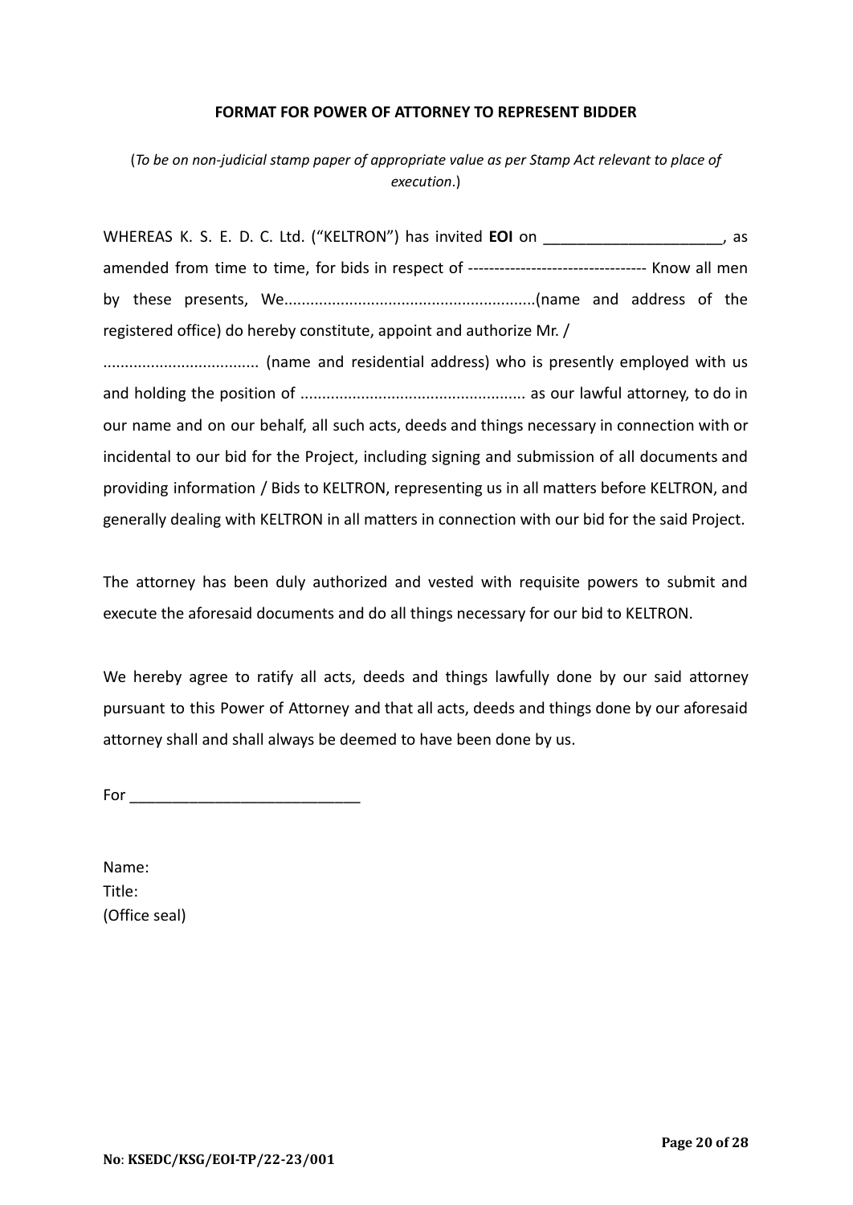**FORMAT FOR POWER OF ATTORNEY TO REPRESENT BIDDER**

(*To be on non-judicial stamp paper of appropriate value as per Stamp Act relevant to place of execution*.)

WHEREAS K. S. E. D. C. Ltd. ("KELTRON") has invited **EOI** on _____________________, as amended from time to time, for bids in respect of ---------------------------------- Know all men by these presents, We.........................................................(name and address of the registered office) do hereby constitute, appoint and authorize Mr. / ................................... (name and residential address) who is presently employed with us and holding the position of .................................................... as our lawful attorney, to do in our name and on our behalf, all such acts, deeds and things necessary in connection with or incidental to our bid for the Project, including signing and submission of all documents and providing information / Bids to KELTRON, representing us in all matters before KELTRON, and generally dealing with KELTRON in all matters in connection with our bid for the said Project.

The attorney has been duly authorized and vested with requisite powers to submit and execute the aforesaid documents and do all things necessary for our bid to KELTRON.

We hereby agree to ratify all acts, deeds and things lawfully done by our said attorney pursuant to this Power of Attorney and that all acts, deeds and things done by our aforesaid attorney shall and shall always be deemed to have been done by us.

For ___________________________

Name:
Title:
(Office seal)

**No: KSEDC/KSG/EOI-TP/22-23/001**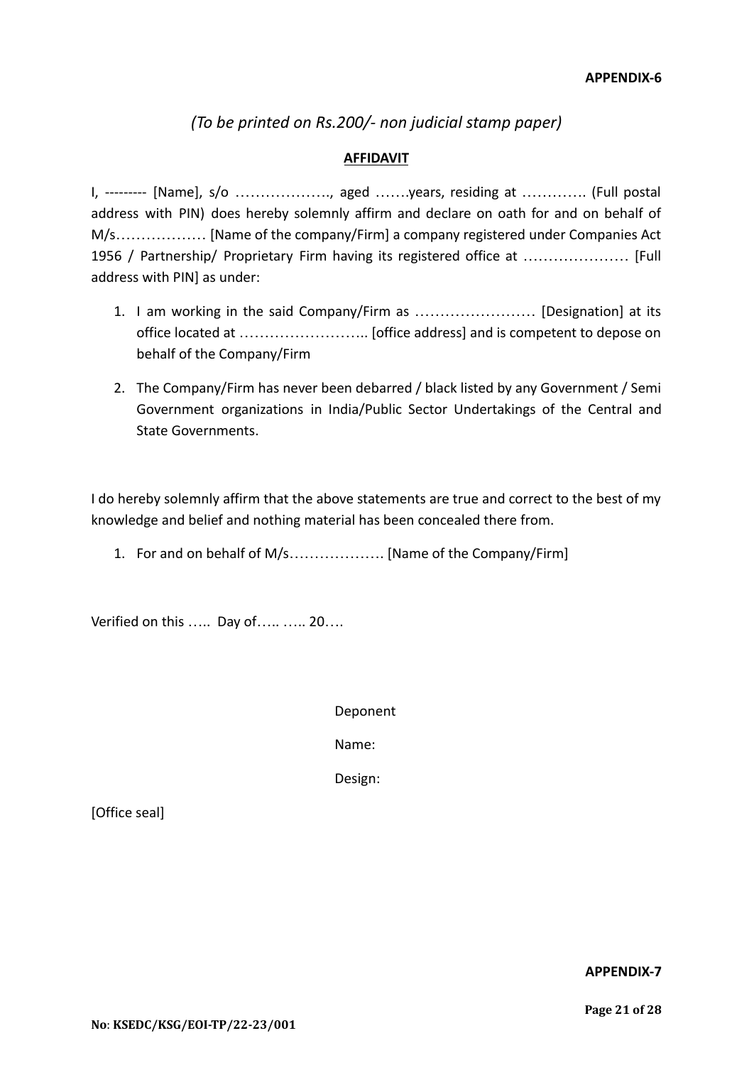**APPENDIX-6**

*(To be printed on Rs.200/- non judicial stamp paper)*

**AFFIDAVIT**

I, --------- [Name], s/o ………………., aged …….years, residing at …………. (Full postal address with PIN) does hereby solemnly affirm and declare on oath for and on behalf of M/s……………… [Name of the company/Firm] a company registered under Companies Act 1956 / Partnership/ Proprietary Firm having its registered office at ………………… [Full address with PIN] as under:

1. I am working in the said Company/Firm as …………………… [Designation] at its office located at …………………….. [office address] and is competent to depose on behalf of the Company/Firm
2. The Company/Firm has never been debarred / black listed by any Government / Semi Government organizations in India/Public Sector Undertakings of the Central and State Governments.

I do hereby solemnly affirm that the above statements are true and correct to the best of my knowledge and belief and nothing material has been concealed there from.

1. For and on behalf of M/s………………. [Name of the Company/Firm]

Verified on this ….. Day of….. ….. 20….

Deponent

Name:

Design:

[Office seal]

**APPENDIX-7**

No: KSEDC/KSG/EOI-TP/22-23/001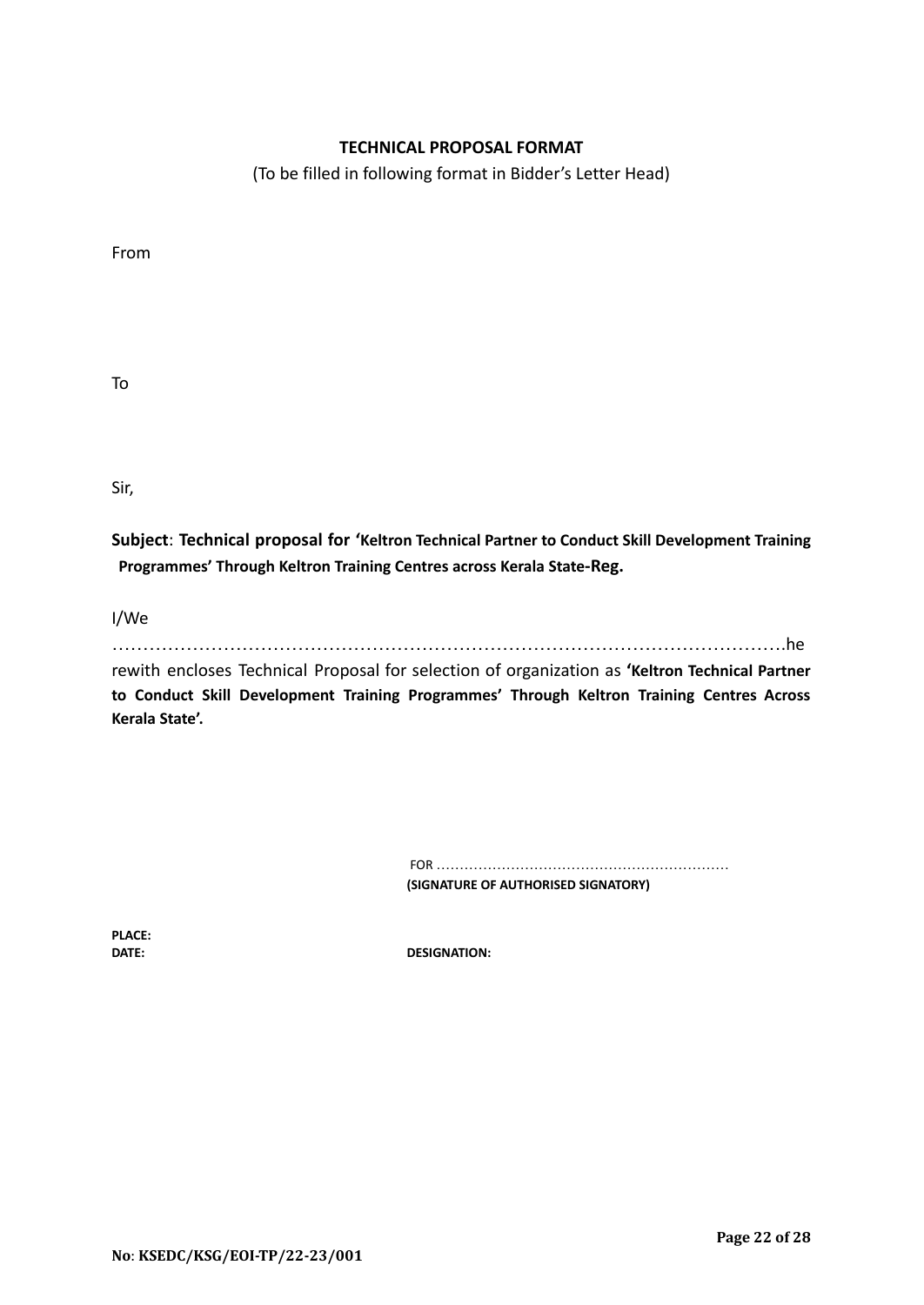**TECHNICAL PROPOSAL FORMAT**

(To be filled in following format in Bidder's Letter Head)

From

To

Sir,

**Subject**: **Technical proposal for 'Keltron Technical Partner to Conduct Skill Development Training Programmes' Through Keltron Training Centres across Kerala State-Reg.**

I/We ………………………………………………………………………………………………….herewith encloses Technical Proposal for selection of organization as **'Keltron Technical Partner to Conduct Skill Development Training Programmes' Through Keltron Training Centres Across Kerala State'.**

FOR ……………………………………………………
**(SIGNATURE OF AUTHORISED SIGNATORY)**

**PLACE:**

**DATE:** **DESIGNATION:**

**No: KSEDC/KSG/EOI-TP/22-23/001**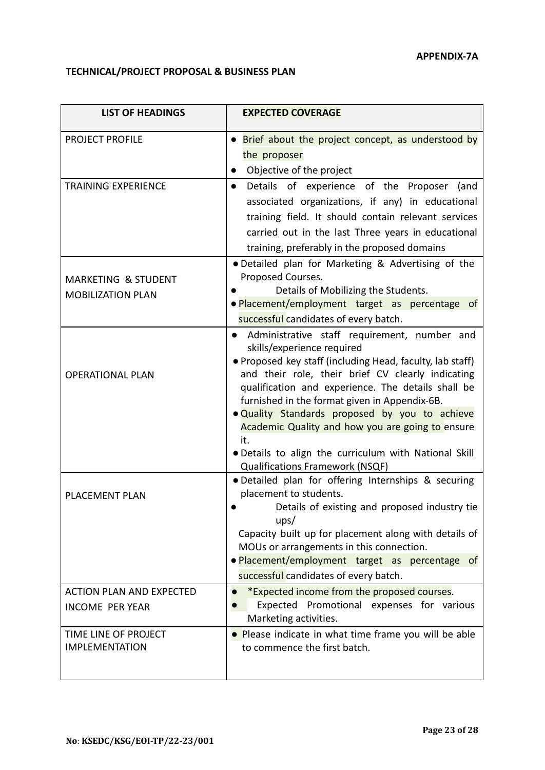**APPENDIX-7A**

**TECHNICAL/PROJECT PROPOSAL & BUSINESS PLAN**

| LIST OF HEADINGS | EXPECTED COVERAGE |
|---|---|
| PROJECT PROFILE | • Brief about the project concept, as understood by the proposer<br>• Objective of the project |
| TRAINING EXPERIENCE | • Details of experience of the Proposer (and associated organizations, if any) in educational training field. It should contain relevant services carried out in the last Three years in educational training, preferably in the proposed domains |
| MARKETING & STUDENT MOBILIZATION PLAN | • Detailed plan for Marketing & Advertising of the Proposed Courses.<br>• Details of Mobilizing the Students.<br>• Placement/employment target as percentage of successful candidates of every batch. |
| OPERATIONAL PLAN | • Administrative staff requirement, number and skills/experience required<br>• Proposed key staff (including Head, faculty, lab staff) and their role, their brief CV clearly indicating qualification and experience. The details shall be furnished in the format given in Appendix-6B.<br>• Quality Standards proposed by you to achieve Academic Quality and how you are going to ensure it.<br>• Details to align the curriculum with National Skill Qualifications Framework (NSQF) |
| PLACEMENT PLAN | • Detailed plan for offering Internships & securing placement to students.<br>• Details of existing and proposed industry tie ups/<br>Capacity built up for placement along with details of MOUs or arrangements in this connection.<br>• Placement/employment target as percentage of successful candidates of every batch. |
| ACTION PLAN AND EXPECTED INCOME PER YEAR | • *Expected income from the proposed courses.<br>• Expected Promotional expenses for various Marketing activities. |
| TIME LINE OF PROJECT IMPLEMENTATION | • Please indicate in what time frame you will be able to commence the first batch. |

**No: KSEDC/KSG/EOI-TP/22-23/001**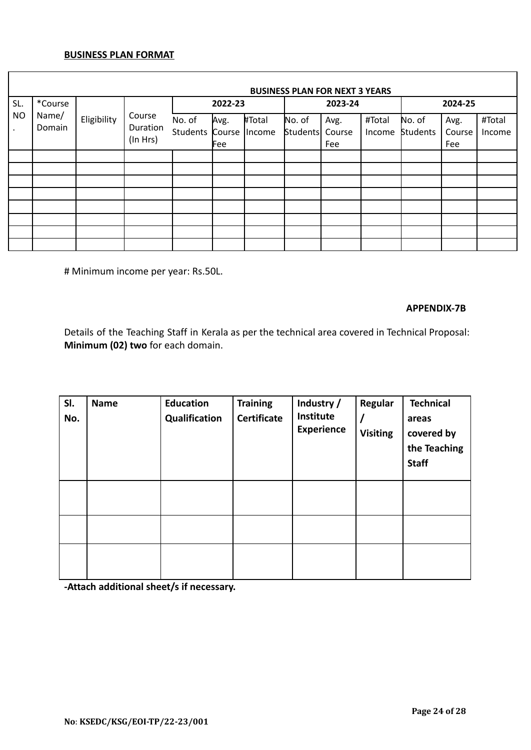**BUSINESS PLAN FORMAT**

| SL. NO. | *Course Name/ Domain | Eligibility | Course Duration (In Hrs) | BUSINESS PLAN FOR NEXT 3 YEARS | | | | | | | | |
|---|---|---|---|---|---|---|---|---|---|---|---|---|
| | | | | 2022-23 | | | 2023-24 | | | 2024-25 | | |
| | | | | No. of Students | Avg. Course Fee | #Total Income | No. of Students | Avg. Course Fee | #Total Income | No. of Students | Avg. Course Fee | #Total Income |
| | | | | | | | | | | | | |
| | | | | | | | | | | | | |
| | | | | | | | | | | | | |
| | | | | | | | | | | | | |
| | | | | | | | | | | | | |
| | | | | | | | | | | | | |
| | | | | | | | | | | | | |
| | | | | | | | | | | | | |

# Minimum income per year: Rs.50L.

**APPENDIX-7B**

Details of the Teaching Staff in Kerala as per the technical area covered in Technical Proposal: **Minimum (02) two** for each domain.

| Sl. No. | Name | Education Qualification | Training Certificate | Industry / Institute Experience | Regular / Visiting | Technical areas covered by the Teaching Staff |
|---|---|---|---|---|---|---|
| | | | | | | |
| | | | | | | |
| | | | | | | |

**-Attach additional sheet/s if necessary.**

**No: KSEDC/KSG/EOI-TP/22-23/001**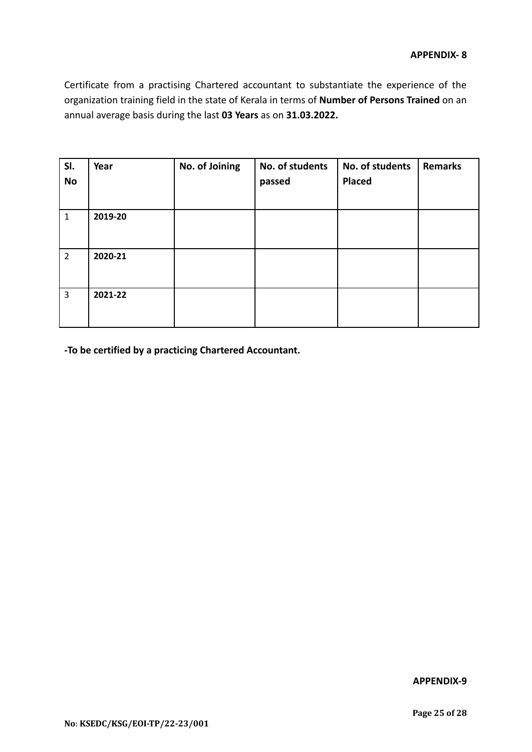**APPENDIX- 8**

Certificate from a practising Chartered accountant to substantiate the experience of the organization training field in the state of Kerala in terms of **Number of Persons Trained** on an annual average basis during the last **03 Years** as on **31.03.2022.**

| Sl. No | Year | No. of Joining | No. of students passed | No. of students Placed | Remarks |
|---|---|---|---|---|---|
| 1 | **2019-20** | | | | |
| 2 | **2020-21** | | | | |
| 3 | **2021-22** | | | | |

**-To be certified by a practicing Chartered Accountant.**

**APPENDIX-9**

No: KSEDC/KSG/EOI-TP/22-23/001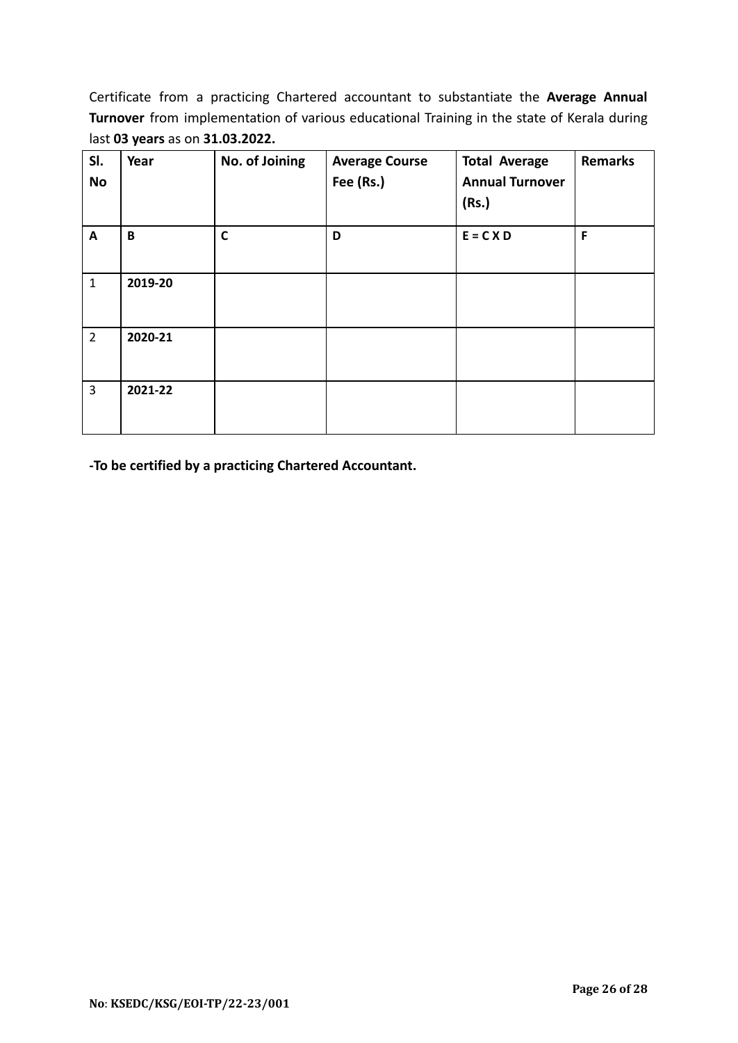Certificate from a practicing Chartered accountant to substantiate the **Average Annual Turnover** from implementation of various educational Training in the state of Kerala during last **03 years** as on **31.03.2022.**

| Sl. No | Year | No. of Joining | Average Course Fee (Rs.) | Total Average Annual Turnover (Rs.) | Remarks |
|---|---|---|---|---|---|
| **A** | **B** | **C** | **D** | **E = C X D** | **F** |
| 1 | **2019-20** | | | | |
| 2 | **2020-21** | | | | |
| 3 | **2021-22** | | | | |

**-To be certified by a practicing Chartered Accountant.**

**No**: **KSEDC/KSG/EOI-TP/22-23/001**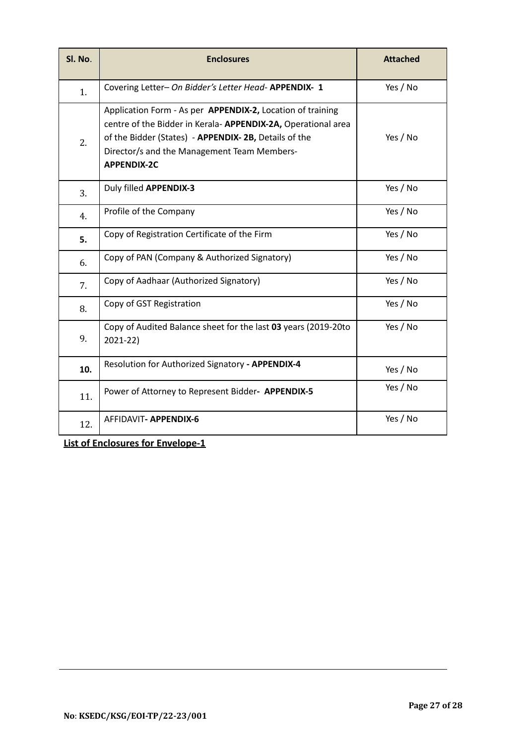| Sl. No. | Enclosures | Attached |
|---|---|---|
| 1. | Covering Letter– *On Bidder's Letter Head*- **APPENDIX- 1** | Yes / No |
| 2. | Application Form - As per **APPENDIX-2,** Location of training centre of the Bidder in Kerala- **APPENDIX-2A,** Operational area of the Bidder (States) - **APPENDIX- 2B,** Details of the Director/s and the Management Team Members- **APPENDIX-2C** | Yes / No |
| 3. | Duly filled **APPENDIX-3** | Yes / No |
| 4. | Profile of the Company | Yes / No |
| **5.** | Copy of Registration Certificate of the Firm | Yes / No |
| 6. | Copy of PAN (Company & Authorized Signatory) | Yes / No |
| 7. | Copy of Aadhaar (Authorized Signatory) | Yes / No |
| 8. | Copy of GST Registration | Yes / No |
| 9. | Copy of Audited Balance sheet for the last **03** years (2019-20to 2021-22) | Yes / No |
| **10.** | Resolution for Authorized Signatory **- APPENDIX-4** | Yes / No |
| 11. | Power of Attorney to Represent Bidder**- APPENDIX-5** | Yes / No |
| 12. | AFFIDAVIT**- APPENDIX-6** | Yes / No |

**List of Enclosures for Envelope-1**

**No: KSEDC/KSG/EOI-TP/22-23/001**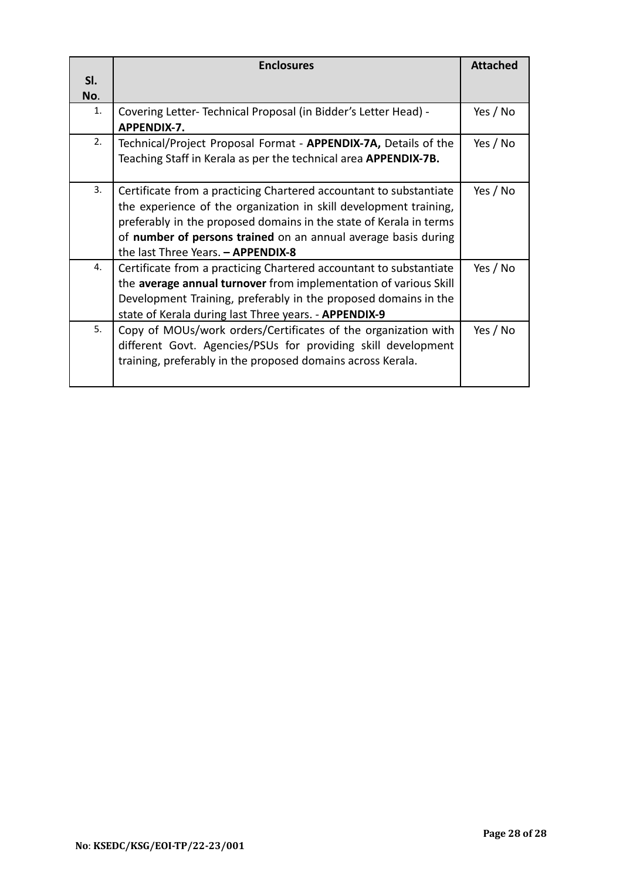| Sl. No. | Enclosures | Attached |
|---|---|---|
| 1. | Covering Letter- Technical Proposal (in Bidder's Letter Head) - **APPENDIX-7.** | Yes / No |
| 2. | Technical/Project Proposal Format - **APPENDIX-7A,** Details of the Teaching Staff in Kerala as per the technical area **APPENDIX-7B.** | Yes / No |
| 3. | Certificate from a practicing Chartered accountant to substantiate the experience of the organization in skill development training, preferably in the proposed domains in the state of Kerala in terms of **number of persons trained** on an annual average basis during the last Three Years. **– APPENDIX-8** | Yes / No |
| 4. | Certificate from a practicing Chartered accountant to substantiate the **average annual turnover** from implementation of various Skill Development Training, preferably in the proposed domains in the state of Kerala during last Three years. - **APPENDIX-9** | Yes / No |
| 5. | Copy of MOUs/work orders/Certificates of the organization with different Govt. Agencies/PSUs for providing skill development training, preferably in the proposed domains across Kerala. | Yes / No |